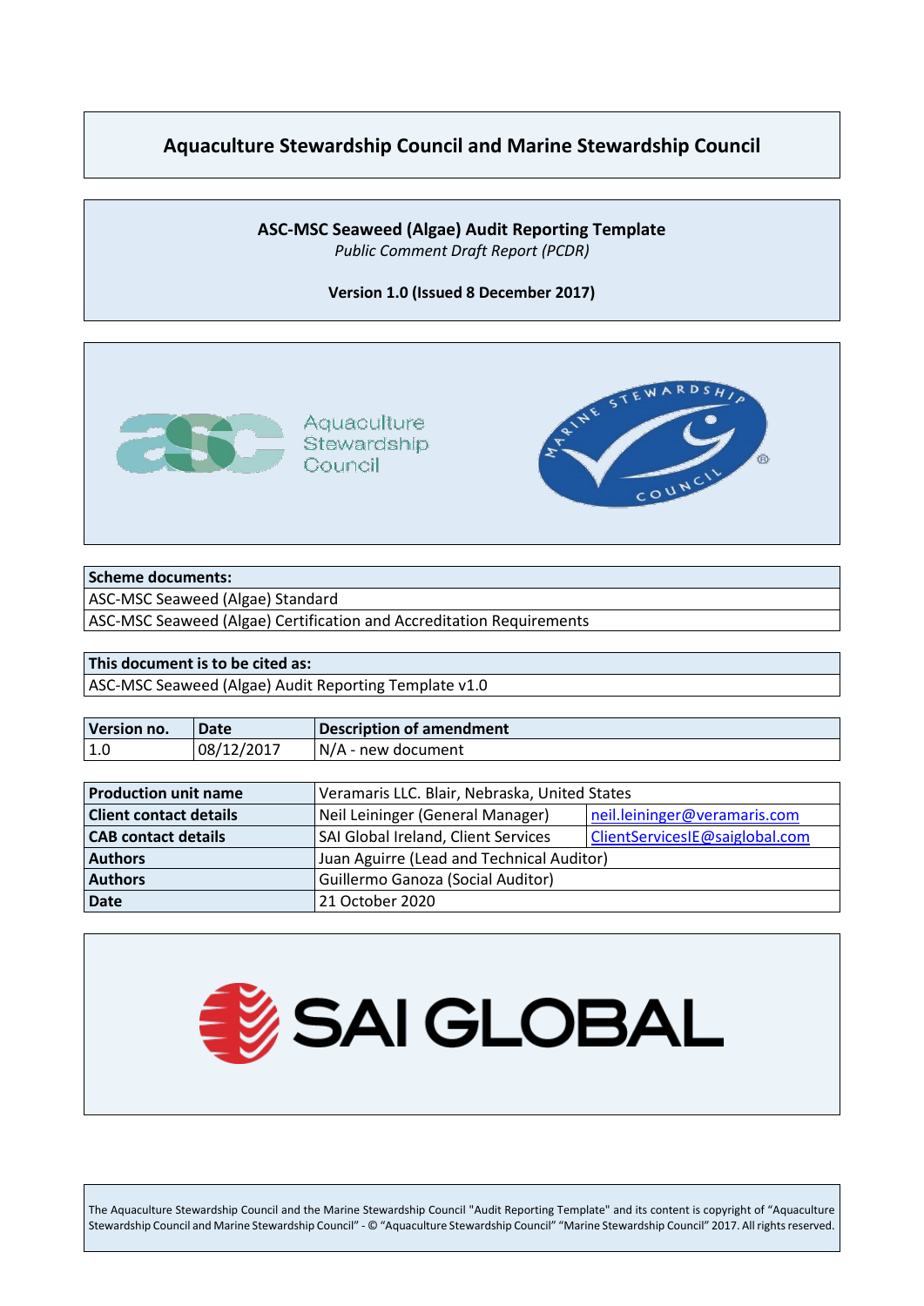# Aquaculture Stewardship Council and Marine Stewardship Council

## ASC-MSC Seaweed (Algae) Audit Reporting Template

*Public Comment Draft Report (PCDR)*

**Version 1.0 (Issued 8 December 2017)**

| **Scheme documents:** |
|---|
| ASC-MSC Seaweed (Algae) Standard |
| ASC-MSC Seaweed (Algae) Certification and Accreditation Requirements |

| **This document is to be cited as:** |
|---|
| ASC-MSC Seaweed (Algae) Audit Reporting Template v1.0 |

| **Version no.** | **Date** | **Description of amendment** |
|---|---|---|
| 1.0 | 08/12/2017 | N/A - new document |

| | | |
|---|---|---|
| **Production unit name** | Veramaris LLC. Blair, Nebraska, United States | |
| **Client contact details** | Neil Leininger (General Manager) | neil.leininger@veramaris.com |
| **CAB contact details** | SAI Global Ireland, Client Services | ClientServicesIE@saiglobal.com |
| **Authors** | Juan Aguirre (Lead and Technical Auditor) | |
| **Authors** | Guillermo Ganoza (Social Auditor) | |
| **Date** | 21 October 2020 | |

SAI GLOBAL

The Aquaculture Stewardship Council and the Marine Stewardship Council "Audit Reporting Template" and its content is copyright of "Aquaculture Stewardship Council and Marine Stewardship Council" - © "Aquaculture Stewardship Council" "Marine Stewardship Council" 2017. All rights reserved.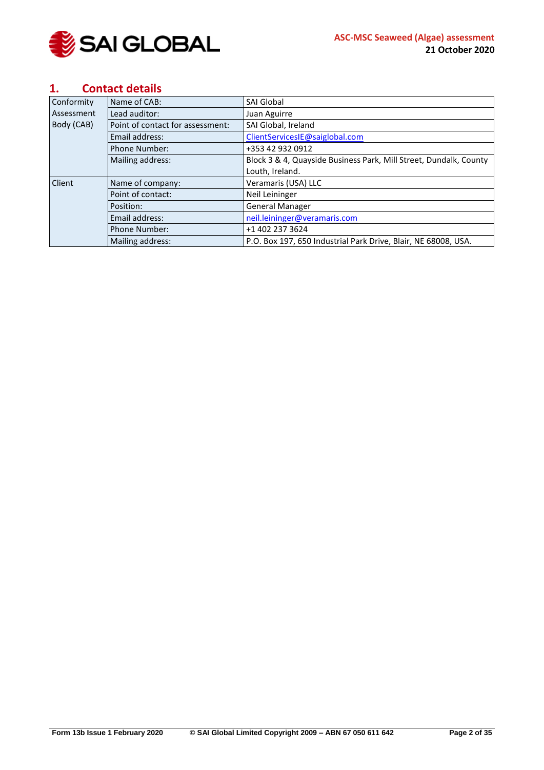## 1. Contact details

| | | |
|---|---|---|
| Conformity Assessment Body (CAB) | Name of CAB: | SAI Global |
| | Lead auditor: | Juan Aguirre |
| | Point of contact for assessment: | SAI Global, Ireland |
| | Email address: | ClientServicesIE@saiglobal.com |
| | Phone Number: | +353 42 932 0912 |
| | Mailing address: | Block 3 & 4, Quayside Business Park, Mill Street, Dundalk, County Louth, Ireland. |
| Client | Name of company: | Veramaris (USA) LLC |
| | Point of contact: | Neil Leininger |
| | Position: | General Manager |
| | Email address: | neil.leininger@veramaris.com |
| | Phone Number: | +1 402 237 3624 |
| | Mailing address: | P.O. Box 197, 650 Industrial Park Drive, Blair, NE 68008, USA. |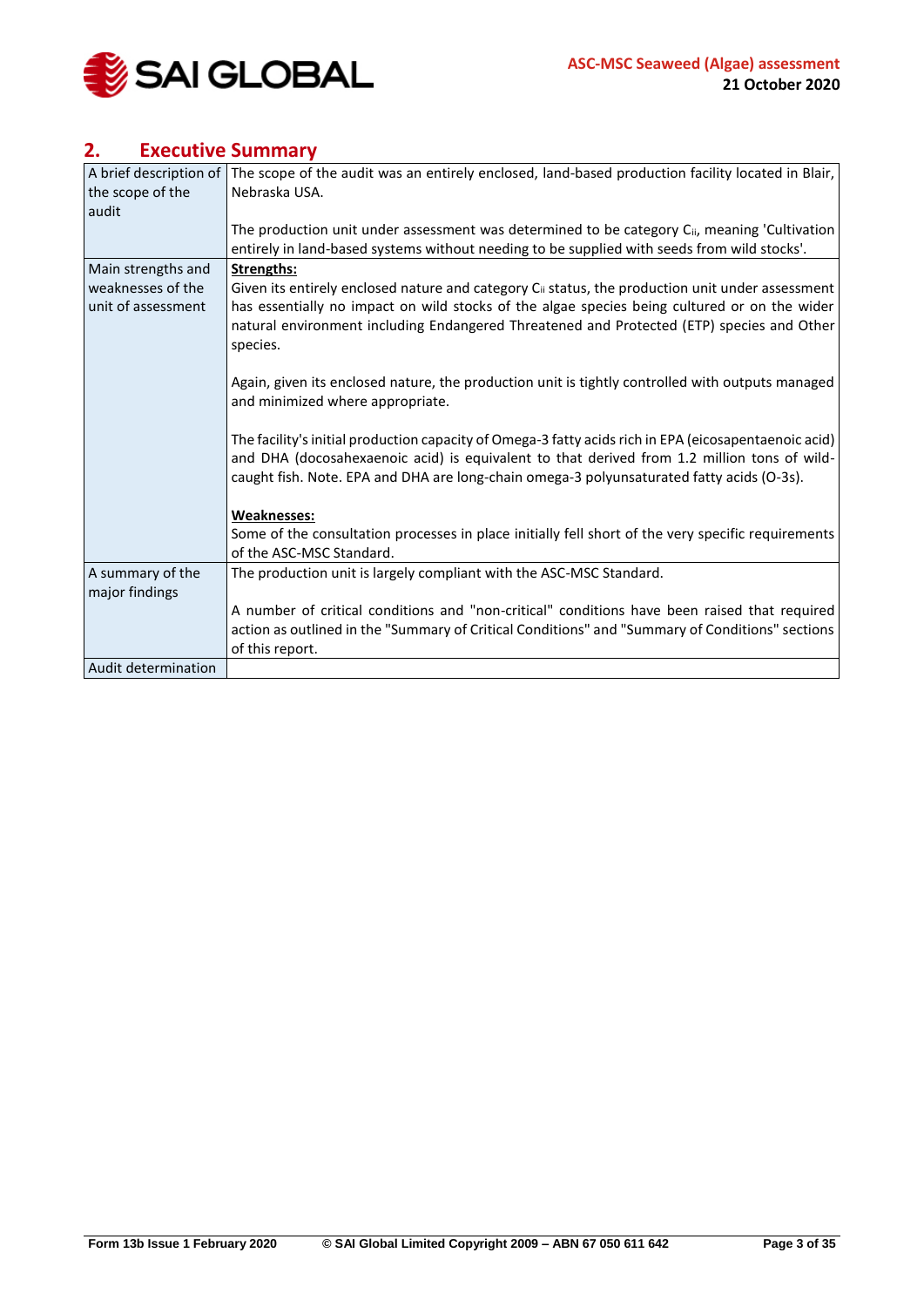## 2. Executive Summary

| A brief description of the scope of the audit | The scope of the audit was an entirely enclosed, land-based production facility located in Blair, Nebraska USA.<br><br>The production unit under assessment was determined to be category $C_{ii}$, meaning 'Cultivation entirely in land-based systems without needing to be supplied with seeds from wild stocks'. |
|---|---|
| Main strengths and weaknesses of the unit of assessment | **Strengths:**<br>Given its entirely enclosed nature and category $C_{ii}$ status, the production unit under assessment has essentially no impact on wild stocks of the algae species being cultured or on the wider natural environment including Endangered Threatened and Protected (ETP) species and Other species.<br><br>Again, given its enclosed nature, the production unit is tightly controlled with outputs managed and minimized where appropriate.<br><br>The facility's initial production capacity of Omega-3 fatty acids rich in EPA (eicosapentaenoic acid) and DHA (docosahexaenoic acid) is equivalent to that derived from 1.2 million tons of wild-caught fish. Note. EPA and DHA are long-chain omega-3 polyunsaturated fatty acids (O-3s).<br><br>**Weaknesses:**<br>Some of the consultation processes in place initially fell short of the very specific requirements of the ASC-MSC Standard. |
| A summary of the major findings | The production unit is largely compliant with the ASC-MSC Standard.<br><br>A number of critical conditions and "non-critical" conditions have been raised that required action as outlined in the "Summary of Critical Conditions" and "Summary of Conditions" sections of this report. |
| Audit determination | |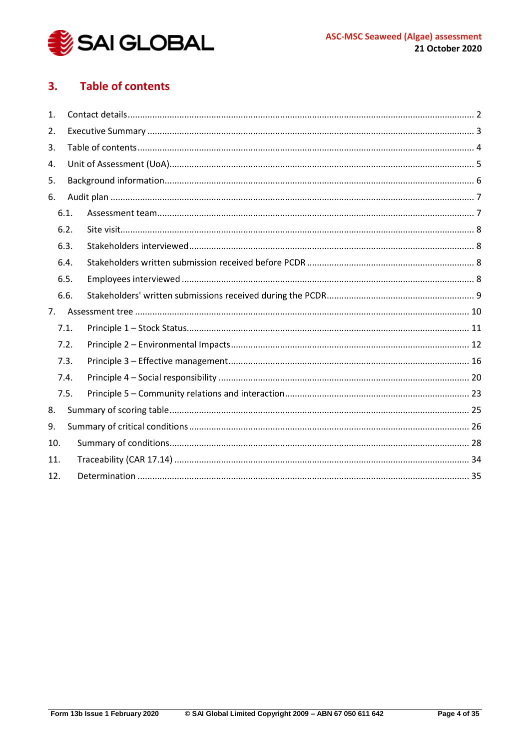## 3. Table of contents

1. Contact details ........ 2
2. Executive Summary ........ 3
3. Table of contents ........ 4
4. Unit of Assessment (UoA) ........ 5
5. Background information ........ 6
6. Audit plan ........ 7
   - 6.1. Assessment team ........ 7
   - 6.2. Site visit ........ 8
   - 6.3. Stakeholders interviewed ........ 8
   - 6.4. Stakeholders written submission received before PCDR ........ 8
   - 6.5. Employees interviewed ........ 8
   - 6.6. Stakeholders' written submissions received during the PCDR ........ 9
7. Assessment tree ........ 10
   - 7.1. Principle 1 – Stock Status ........ 11
   - 7.2. Principle 2 – Environmental Impacts ........ 12
   - 7.3. Principle 3 – Effective management ........ 16
   - 7.4. Principle 4 – Social responsibility ........ 20
   - 7.5. Principle 5 – Community relations and interaction ........ 23
8. Summary of scoring table ........ 25
9. Summary of critical conditions ........ 26
10. Summary of conditions ........ 28
11. Traceability (CAR 17.14) ........ 34
12. Determination ........ 35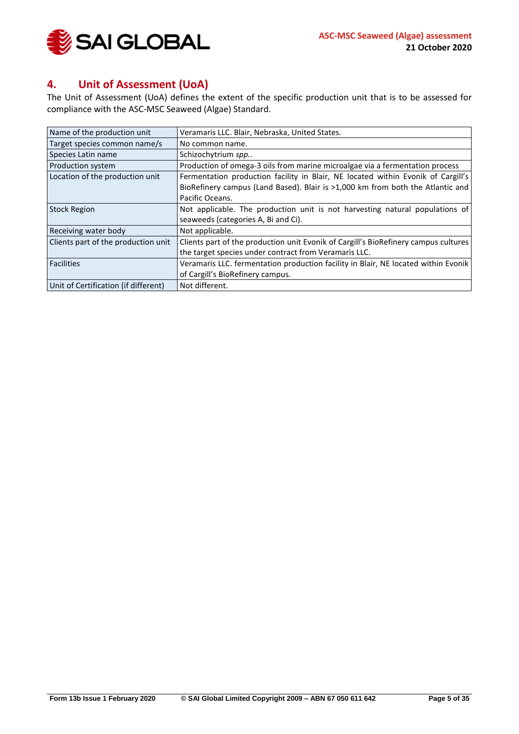## 4. Unit of Assessment (UoA)

The Unit of Assessment (UoA) defines the extent of the specific production unit that is to be assessed for compliance with the ASC-MSC Seaweed (Algae) Standard.

| | |
|---|---|
| Name of the production unit | Veramaris LLC. Blair, Nebraska, United States. |
| Target species common name/s | No common name. |
| Species Latin name | Schizochytrium *spp.*. |
| Production system | Production of omega-3 oils from marine microalgae via a fermentation process |
| Location of the production unit | Fermentation production facility in Blair, NE located within Evonik of Cargill's BioRefinery campus (Land Based). Blair is >1,000 km from both the Atlantic and Pacific Oceans. |
| Stock Region | Not applicable. The production unit is not harvesting natural populations of seaweeds (categories A, Bi and Ci). |
| Receiving water body | Not applicable. |
| Clients part of the production unit | Clients part of the production unit Evonik of Cargill's BioRefinery campus cultures the target species under contract from Veramaris LLC. |
| Facilities | Veramaris LLC. fermentation production facility in Blair, NE located within Evonik of Cargill's BioRefinery campus. |
| Unit of Certification (if different) | Not different. |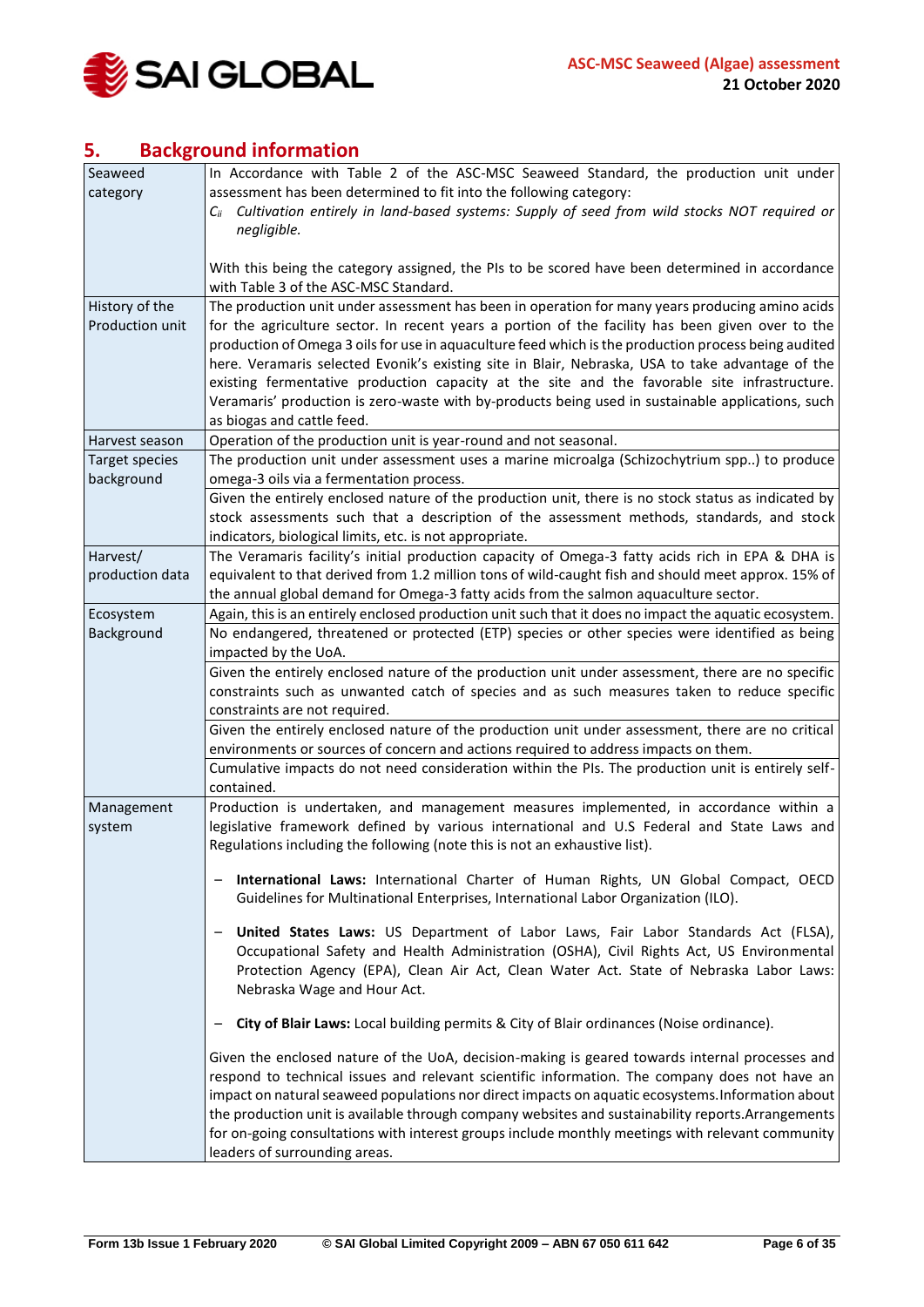## 5. Background information

| | |
|---|---|
| Seaweed category | In Accordance with Table 2 of the ASC-MSC Seaweed Standard, the production unit under assessment has been determined to fit into the following category:<br>$C_{ii}$ *Cultivation entirely in land-based systems: Supply of seed from wild stocks NOT required or negligible.*<br><br>With this being the category assigned, the PIs to be scored have been determined in accordance with Table 3 of the ASC-MSC Standard. |
| History of the Production unit | The production unit under assessment has been in operation for many years producing amino acids for the agriculture sector. In recent years a portion of the facility has been given over to the production of Omega 3 oils for use in aquaculture feed which is the production process being audited here. Veramaris selected Evonik's existing site in Blair, Nebraska, USA to take advantage of the existing fermentative production capacity at the site and the favorable site infrastructure. Veramaris' production is zero-waste with by-products being used in sustainable applications, such as biogas and cattle feed. |
| Harvest season | Operation of the production unit is year-round and not seasonal. |
| Target species background | The production unit under assessment uses a marine microalga (Schizochytrium spp..) to produce omega-3 oils via a fermentation process. |
| | Given the entirely enclosed nature of the production unit, there is no stock status as indicated by stock assessments such that a description of the assessment methods, standards, and stock indicators, biological limits, etc. is not appropriate. |
| Harvest/ production data | The Veramaris facility's initial production capacity of Omega-3 fatty acids rich in EPA & DHA is equivalent to that derived from 1.2 million tons of wild-caught fish and should meet approx. 15% of the annual global demand for Omega-3 fatty acids from the salmon aquaculture sector. |
| Ecosystem Background | Again, this is an entirely enclosed production unit such that it does no impact the aquatic ecosystem. |
| | No endangered, threatened or protected (ETP) species or other species were identified as being impacted by the UoA. |
| | Given the entirely enclosed nature of the production unit under assessment, there are no specific constraints such as unwanted catch of species and as such measures taken to reduce specific constraints are not required. |
| | Given the entirely enclosed nature of the production unit under assessment, there are no critical environments or sources of concern and actions required to address impacts on them. |
| | Cumulative impacts do not need consideration within the PIs. The production unit is entirely self-contained. |
| Management system | Production is undertaken, and management measures implemented, in accordance within a legislative framework defined by various international and U.S Federal and State Laws and Regulations including the following (note this is not an exhaustive list).<br><br>– **International Laws:** International Charter of Human Rights, UN Global Compact, OECD Guidelines for Multinational Enterprises, International Labor Organization (ILO).<br><br>– **United States Laws:** US Department of Labor Laws, Fair Labor Standards Act (FLSA), Occupational Safety and Health Administration (OSHA), Civil Rights Act, US Environmental Protection Agency (EPA), Clean Air Act, Clean Water Act. State of Nebraska Labor Laws: Nebraska Wage and Hour Act.<br><br>– **City of Blair Laws:** Local building permits & City of Blair ordinances (Noise ordinance).<br><br>Given the enclosed nature of the UoA, decision-making is geared towards internal processes and respond to technical issues and relevant scientific information. The company does not have an impact on natural seaweed populations nor direct impacts on aquatic ecosystems.Information about the production unit is available through company websites and sustainability reports.Arrangements for on-going consultations with interest groups include monthly meetings with relevant community leaders of surrounding areas. |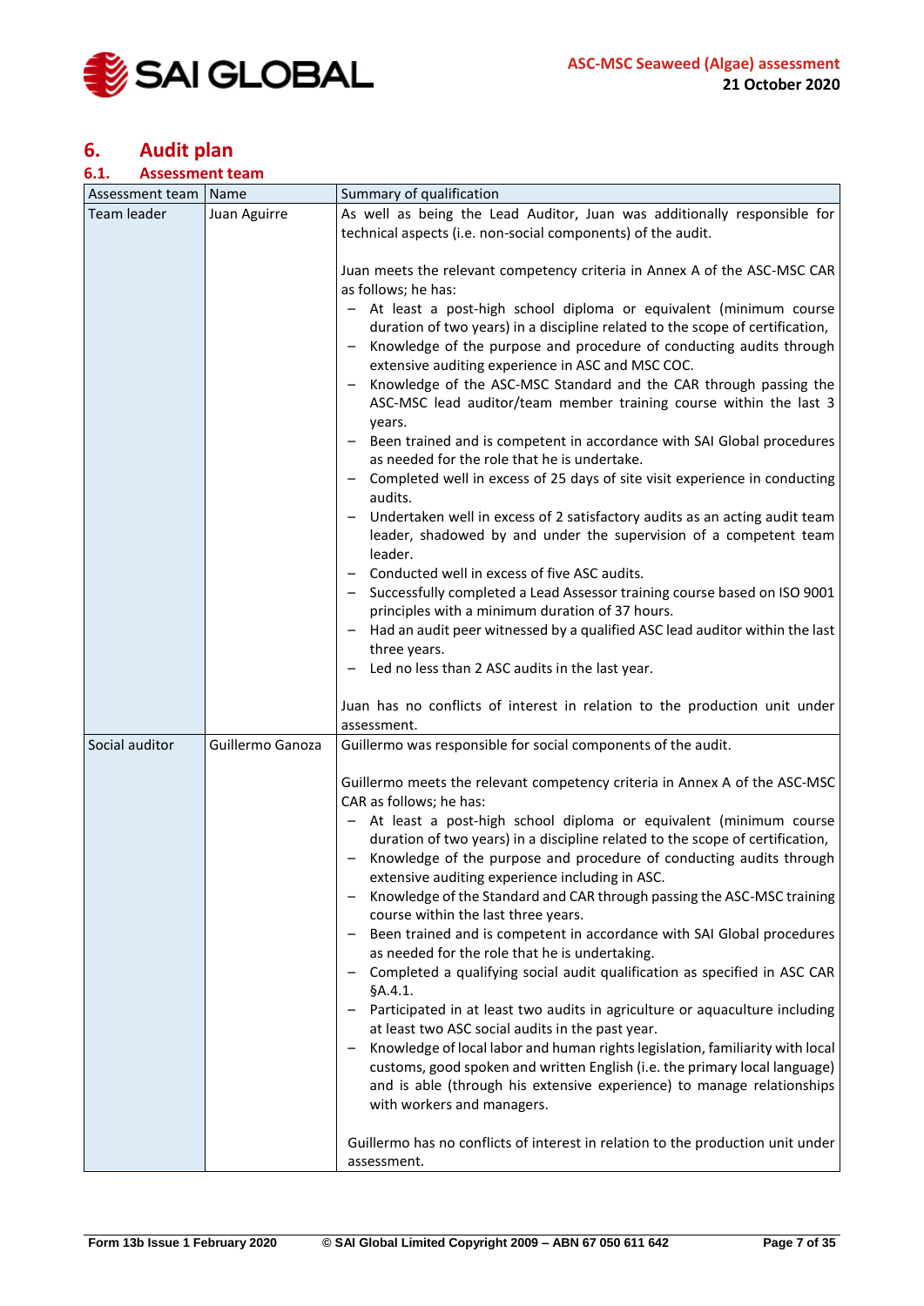# 6. Audit plan

## 6.1. Assessment team

| Assessment team | Name | Summary of qualification |
|---|---|---|
| Team leader | Juan Aguirre | As well as being the Lead Auditor, Juan was additionally responsible for technical aspects (i.e. non-social components) of the audit.<br><br>Juan meets the relevant competency criteria in Annex A of the ASC-MSC CAR as follows; he has:<br>– At least a post-high school diploma or equivalent (minimum course duration of two years) in a discipline related to the scope of certification,<br>– Knowledge of the purpose and procedure of conducting audits through extensive auditing experience in ASC and MSC COC.<br>– Knowledge of the ASC-MSC Standard and the CAR through passing the ASC-MSC lead auditor/team member training course within the last 3 years.<br>– Been trained and is competent in accordance with SAI Global procedures as needed for the role that he is undertake.<br>– Completed well in excess of 25 days of site visit experience in conducting audits.<br>– Undertaken well in excess of 2 satisfactory audits as an acting audit team leader, shadowed by and under the supervision of a competent team leader.<br>– Conducted well in excess of five ASC audits.<br>– Successfully completed a Lead Assessor training course based on ISO 9001 principles with a minimum duration of 37 hours.<br>– Had an audit peer witnessed by a qualified ASC lead auditor within the last three years.<br>– Led no less than 2 ASC audits in the last year.<br><br>Juan has no conflicts of interest in relation to the production unit under assessment. |
| Social auditor | Guillermo Ganoza | Guillermo was responsible for social components of the audit.<br><br>Guillermo meets the relevant competency criteria in Annex A of the ASC-MSC CAR as follows; he has:<br>– At least a post-high school diploma or equivalent (minimum course duration of two years) in a discipline related to the scope of certification,<br>– Knowledge of the purpose and procedure of conducting audits through extensive auditing experience including in ASC.<br>– Knowledge of the Standard and CAR through passing the ASC-MSC training course within the last three years.<br>– Been trained and is competent in accordance with SAI Global procedures as needed for the role that he is undertaking.<br>– Completed a qualifying social audit qualification as specified in ASC CAR §A.4.1.<br>– Participated in at least two audits in agriculture or aquaculture including at least two ASC social audits in the past year.<br>– Knowledge of local labor and human rights legislation, familiarity with local customs, good spoken and written English (i.e. the primary local language) and is able (through his extensive experience) to manage relationships with workers and managers.<br><br>Guillermo has no conflicts of interest in relation to the production unit under assessment. |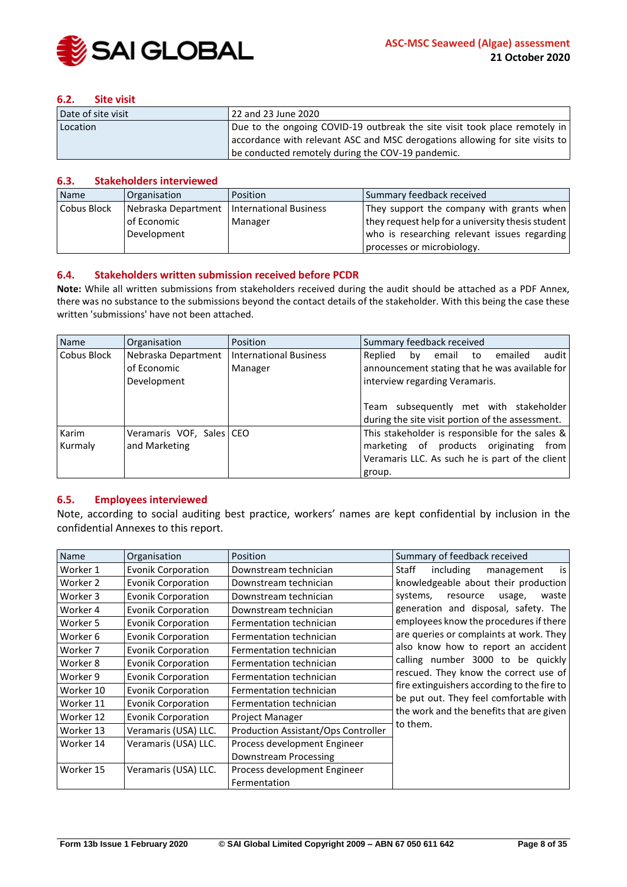### 6.2. Site visit

| Date of site visit | 22 and 23 June 2020 |
|---|---|
| Location | Due to the ongoing COVID-19 outbreak the site visit took place remotely in accordance with relevant ASC and MSC derogations allowing for site visits to be conducted remotely during the COV-19 pandemic. |

### 6.3. Stakeholders interviewed

| Name | Organisation | Position | Summary feedback received |
|---|---|---|---|
| Cobus Block | Nebraska Department of Economic Development | International Business Manager | They support the company with grants when they request help for a university thesis student who is researching relevant issues regarding processes or microbiology. |

### 6.4. Stakeholders written submission received before PCDR

**Note:** While all written submissions from stakeholders received during the audit should be attached as a PDF Annex, there was no substance to the submissions beyond the contact details of the stakeholder. With this being the case these written 'submissions' have not been attached.

| Name | Organisation | Position | Summary feedback received |
|---|---|---|---|
| Cobus Block | Nebraska Department of Economic Development | International Business Manager | Replied by email to emailed audit announcement stating that he was available for interview regarding Veramaris.<br><br>Team subsequently met with stakeholder during the site visit portion of the assessment. |
| Karim Kurmaly | Veramaris VOF, Sales and Marketing | CEO | This stakeholder is responsible for the sales & marketing of products originating from Veramaris LLC. As such he is part of the client group. |

### 6.5. Employees interviewed

Note, according to social auditing best practice, workers' names are kept confidential by inclusion in the confidential Annexes to this report.

| Name | Organisation | Position | Summary of feedback received |
|---|---|---|---|
| Worker 1 | Evonik Corporation | Downstream technician | Staff including management is knowledgeable about their production systems, resource usage, waste generation and disposal, safety. The employees know the procedures if there are queries or complaints at work. They also know how to report an accident calling number 3000 to be quickly rescued. They know the correct use of fire extinguishers according to the fire to be put out. They feel comfortable with the work and the benefits that are given to them. |
| Worker 2 | Evonik Corporation | Downstream technician | |
| Worker 3 | Evonik Corporation | Downstream technician | |
| Worker 4 | Evonik Corporation | Downstream technician | |
| Worker 5 | Evonik Corporation | Fermentation technician | |
| Worker 6 | Evonik Corporation | Fermentation technician | |
| Worker 7 | Evonik Corporation | Fermentation technician | |
| Worker 8 | Evonik Corporation | Fermentation technician | |
| Worker 9 | Evonik Corporation | Fermentation technician | |
| Worker 10 | Evonik Corporation | Fermentation technician | |
| Worker 11 | Evonik Corporation | Fermentation technician | |
| Worker 12 | Evonik Corporation | Project Manager | |
| Worker 13 | Veramaris (USA) LLC. | Production Assistant/Ops Controller | |
| Worker 14 | Veramaris (USA) LLC. | Process development Engineer Downstream Processing | |
| Worker 15 | Veramaris (USA) LLC. | Process development Engineer Fermentation | |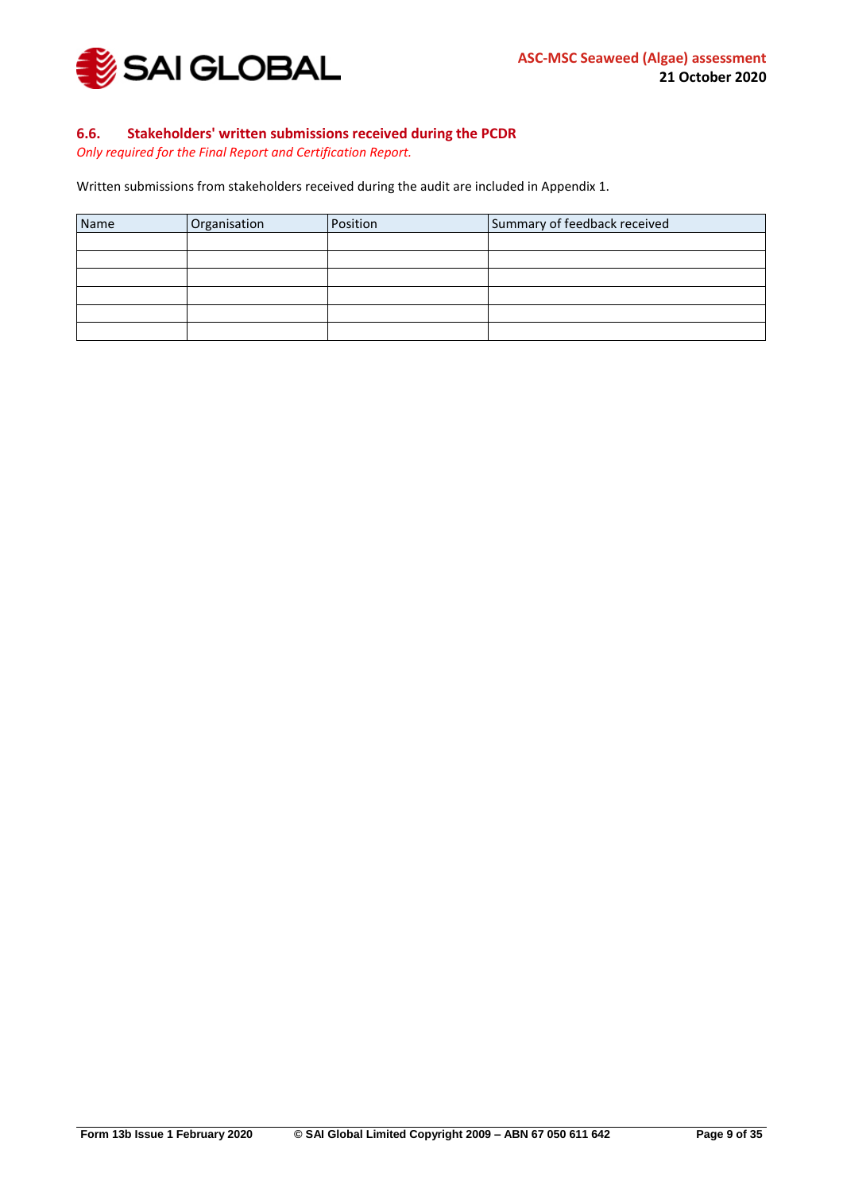## 6.6. Stakeholders' written submissions received during the PCDR

*Only required for the Final Report and Certification Report.*

Written submissions from stakeholders received during the audit are included in Appendix 1.

| Name | Organisation | Position | Summary of feedback received |
|---|---|---|---|
| | | | |
| | | | |
| | | | |
| | | | |
| | | | |
| | | | |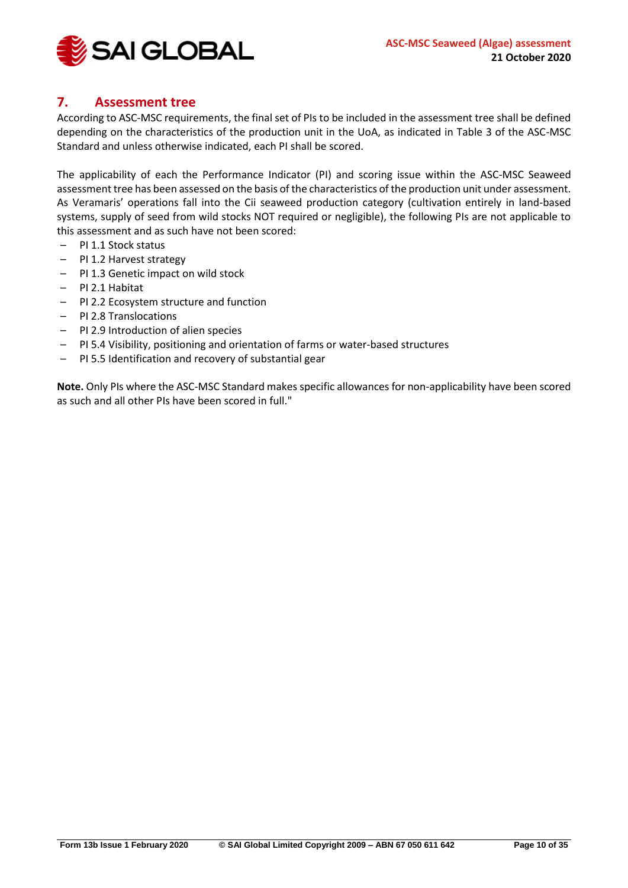## 7. Assessment tree

According to ASC-MSC requirements, the final set of PIs to be included in the assessment tree shall be defined depending on the characteristics of the production unit in the UoA, as indicated in Table 3 of the ASC-MSC Standard and unless otherwise indicated, each PI shall be scored.

The applicability of each the Performance Indicator (PI) and scoring issue within the ASC-MSC Seaweed assessment tree has been assessed on the basis of the characteristics of the production unit under assessment. As Veramaris' operations fall into the Cii seaweed production category (cultivation entirely in land-based systems, supply of seed from wild stocks NOT required or negligible), the following PIs are not applicable to this assessment and as such have not been scored:

- PI 1.1 Stock status
- PI 1.2 Harvest strategy
- PI 1.3 Genetic impact on wild stock
- PI 2.1 Habitat
- PI 2.2 Ecosystem structure and function
- PI 2.8 Translocations
- PI 2.9 Introduction of alien species
- PI 5.4 Visibility, positioning and orientation of farms or water-based structures
- PI 5.5 Identification and recovery of substantial gear

**Note.** Only PIs where the ASC-MSC Standard makes specific allowances for non-applicability have been scored as such and all other PIs have been scored in full."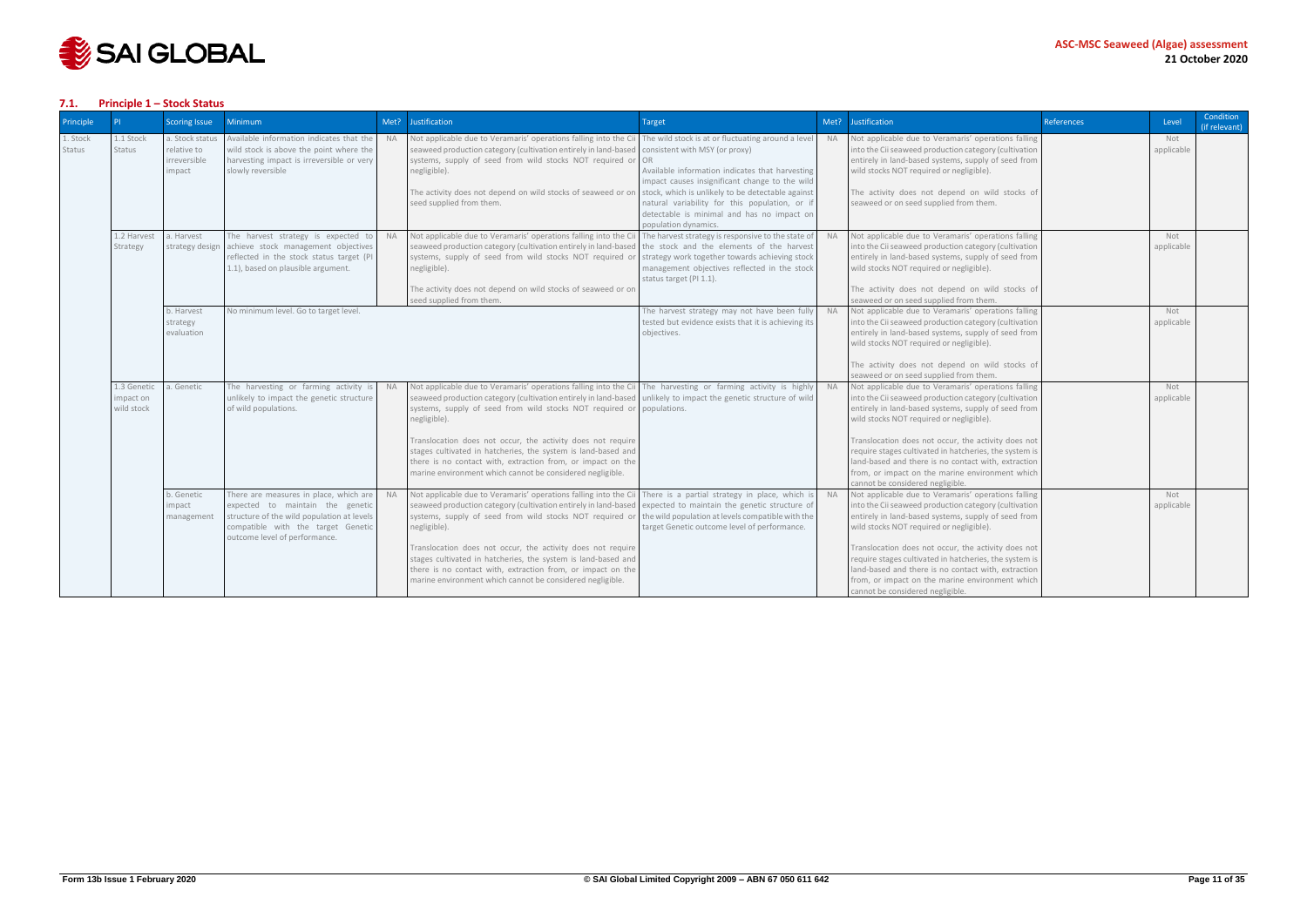### 7.1. Principle 1 – Stock Status

| Principle | PI | Scoring Issue | Minimum | Met? | Justification | Target | Met? | Justification | References | Level | Condition (if relevant) |
|---|---|---|---|---|---|---|---|---|---|---|---|
| 1. Stock Status | 1.1 Stock Status | a. Stock status relative to irreversible impact | Available information indicates that the wild stock is above the point where the harvesting impact is irreversible or very slowly reversible | NA | Not applicable due to Veramaris' operations falling into the Cii seaweed production category (cultivation entirely in land-based systems, supply of seed from wild stocks NOT required or negligible).<br><br>The activity does not depend on wild stocks of seaweed or on seed supplied from them. | The wild stock is at or fluctuating around a level consistent with MSY (or proxy)<br>OR<br>Available information indicates that harvesting impact causes insignificant change to the wild stock, which is unlikely to be detectable against natural variability for this population, or if detectable is minimal and has no impact on population dynamics. | NA | Not applicable due to Veramaris' operations falling into the Cii seaweed production category (cultivation entirely in land-based systems, supply of seed from wild stocks NOT required or negligible).<br><br>The activity does not depend on wild stocks of seaweed or on seed supplied from them. | | Not applicable | |
| | 1.2 Harvest Strategy | a. Harvest strategy design | The harvest strategy is expected to achieve stock management objectives reflected in the stock status target (PI 1.1), based on plausible argument. | NA | Not applicable due to Veramaris' operations falling into the Cii seaweed production category (cultivation entirely in land-based systems, supply of seed from wild stocks NOT required or negligible).<br><br>The activity does not depend on wild stocks of seaweed or on seed supplied from them. | The harvest strategy is responsive to the state of the stock and the elements of the harvest strategy work together towards achieving stock management objectives reflected in the stock status target (PI 1.1). | NA | Not applicable due to Veramaris' operations falling into the Cii seaweed production category (cultivation entirely in land-based systems, supply of seed from wild stocks NOT required or negligible).<br><br>The activity does not depend on wild stocks of seaweed or on seed supplied from them. | | Not applicable | |
| | | b. Harvest strategy evaluation | No minimum level. Go to target level. | | | The harvest strategy may not have been fully tested but evidence exists that it is achieving its objectives. | NA | Not applicable due to Veramaris' operations falling into the Cii seaweed production category (cultivation entirely in land-based systems, supply of seed from wild stocks NOT required or negligible).<br><br>The activity does not depend on wild stocks of seaweed or on seed supplied from them. | | Not applicable | |
| | 1.3 Genetic impact on wild stock | a. Genetic | The harvesting or farming activity is unlikely to impact the genetic structure of wild populations. | NA | Not applicable due to Veramaris' operations falling into the Cii seaweed production category (cultivation entirely in land-based systems, supply of seed from wild stocks NOT required or negligible).<br><br>Translocation does not occur, the activity does not require stages cultivated in hatcheries, the system is land-based and there is no contact with, extraction from, or impact on the marine environment which cannot be considered negligible. | The harvesting or farming activity is highly unlikely to impact the genetic structure of wild populations. | NA | Not applicable due to Veramaris' operations falling into the Cii seaweed production category (cultivation entirely in land-based systems, supply of seed from wild stocks NOT required or negligible).<br><br>Translocation does not occur, the activity does not require stages cultivated in hatcheries, the system is land-based and there is no contact with, extraction from, or impact on the marine environment which cannot be considered negligible. | | Not applicable | |
| | | b. Genetic impact management | There are measures in place, which are expected to maintain the genetic structure of the wild population at levels compatible with the target Genetic outcome level of performance. | NA | Not applicable due to Veramaris' operations falling into the Cii seaweed production category (cultivation entirely in land-based systems, supply of seed from wild stocks NOT required or negligible).<br><br>Translocation does not occur, the activity does not require stages cultivated in hatcheries, the system is land-based and there is no contact with, extraction from, or impact on the marine environment which cannot be considered negligible. | There is a partial strategy in place, which is expected to maintain the genetic structure of the wild population at levels compatible with the target Genetic outcome level of performance. | NA | Not applicable due to Veramaris' operations falling into the Cii seaweed production category (cultivation entirely in land-based systems, supply of seed from wild stocks NOT required or negligible).<br><br>Translocation does not occur, the activity does not require stages cultivated in hatcheries, the system is land-based and there is no contact with, extraction from, or impact on the marine environment which cannot be considered negligible. | | Not applicable | |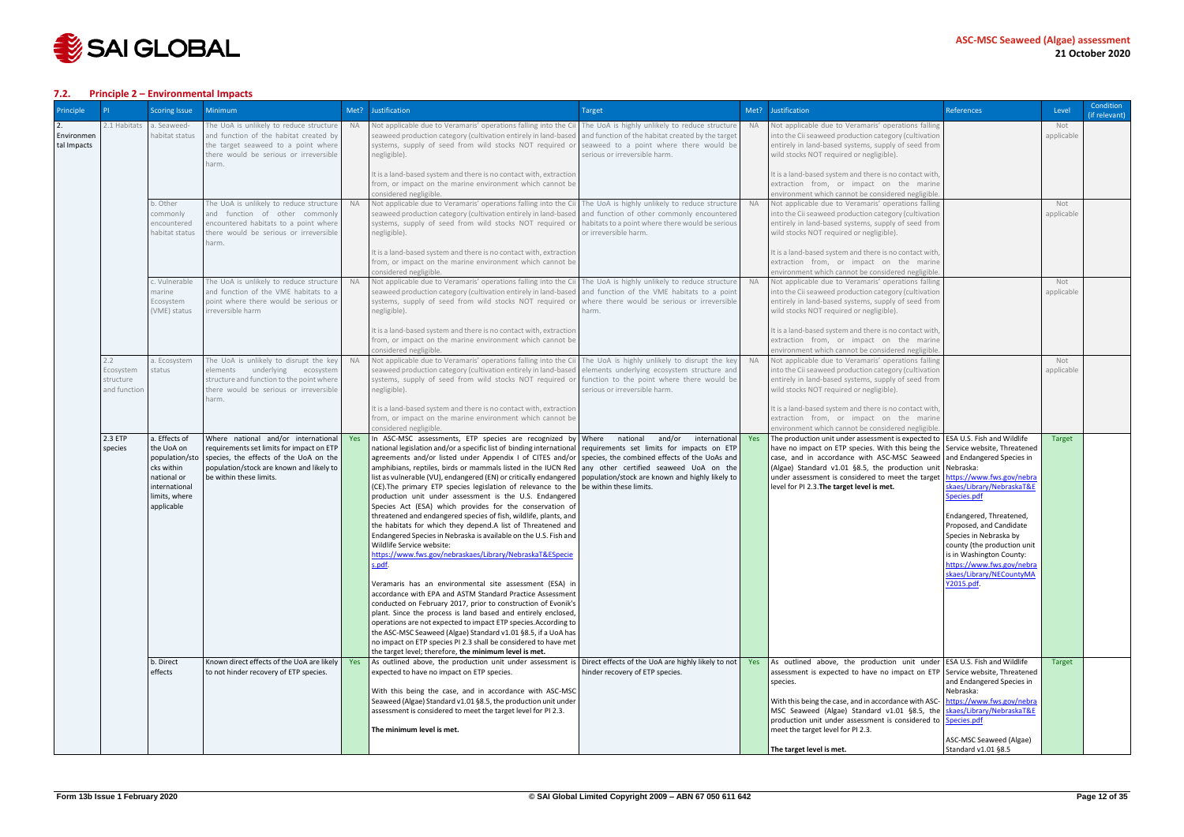## 7.2. Principle 2 – Environmental Impacts

| Principle | PI | Scoring Issue | Minimum | Met? | Justification | Target | Met? | Justification | References | Level | Condition (if relevant) |
|---|---|---|---|---|---|---|---|---|---|---|---|
| 2. Environmental Impacts | 2.1 Habitats | a. Seaweed-habitat status | The UoA is unlikely to reduce structure and function of the habitat created by the target seaweed to a point where there would be serious or irreversible harm. | NA | Not applicable due to Veramaris' operations falling into the Cii seaweed production category (cultivation entirely in land-based systems, supply of seed from wild stocks NOT required or negligible).<br><br>It is a land-based system and there is no contact with, extraction from, or impact on the marine environment which cannot be considered negligible. | The UoA is highly unlikely to reduce structure and function of the habitat created by the target seaweed to a point where there would be serious or irreversible harm. | NA | Not applicable due to Veramaris' operations falling into the Cii seaweed production category (cultivation entirely in land-based systems, supply of seed from wild stocks NOT required or negligible).<br><br>It is a land-based system and there is no contact with, extraction from, or impact on the marine environment which cannot be considered negligible. | | Not applicable | |
| | | b. Other commonly encountered habitat status | The UoA is unlikely to reduce structure and function of other commonly encountered habitats to a point where there would be serious or irreversible harm. | NA | Not applicable due to Veramaris' operations falling into the Cii seaweed production category (cultivation entirely in land-based systems, supply of seed from wild stocks NOT required or negligible).<br><br>It is a land-based system and there is no contact with, extraction from, or impact on the marine environment which cannot be considered negligible. | The UoA is highly unlikely to reduce structure and function of other commonly encountered habitats to a point where there would be serious or irreversible harm. | NA | Not applicable due to Veramaris' operations falling into the Cii seaweed production category (cultivation entirely in land-based systems, supply of seed from wild stocks NOT required or negligible).<br><br>It is a land-based system and there is no contact with, extraction from, or impact on the marine environment which cannot be considered negligible. | | Not applicable | |
| | | c. Vulnerable marine Ecosystem (VME) status | The UoA is unlikely to reduce structure and function of the VME habitats to a point where there would be serious or irreversible harm | NA | Not applicable due to Veramaris' operations falling into the Cii seaweed production category (cultivation entirely in land-based systems, supply of seed from wild stocks NOT required or negligible).<br><br>It is a land-based system and there is no contact with, extraction from, or impact on the marine environment which cannot be considered negligible. | The UoA is highly unlikely to reduce structure and function of the VME habitats to a point where there would be serious or irreversible harm. | NA | Not applicable due to Veramaris' operations falling into the Cii seaweed production category (cultivation entirely in land-based systems, supply of seed from wild stocks NOT required or negligible).<br><br>It is a land-based system and there is no contact with, extraction from, or impact on the marine environment which cannot be considered negligible. | | Not applicable | |
| | 2.2 Ecosystem structure and function | a. Ecosystem status | The UoA is unlikely to disrupt the key elements underlying ecosystem structure and function to the point where there would be serious or irreversible harm. | NA | Not applicable due to Veramaris' operations falling into the Cii seaweed production category (cultivation entirely in land-based systems, supply of seed from wild stocks NOT required or negligible).<br><br>It is a land-based system and there is no contact with, extraction from, or impact on the marine environment which cannot be considered negligible. | The UoA is highly unlikely to disrupt the key elements underlying ecosystem structure and function to the point where there would be serious or irreversible harm. | NA | Not applicable due to Veramaris' operations falling into the Cii seaweed production category (cultivation entirely in land-based systems, supply of seed from wild stocks NOT required or negligible).<br><br>It is a land-based system and there is no contact with, extraction from, or impact on the marine environment which cannot be considered negligible. | | Not applicable | |
| | 2.3 ETP species | a. Effects of the UoA on population/stocks within national or international limits, where applicable | Where national and/or international requirements set limits for impact on ETP species, the effects of the UoA on the population/stock are known and likely to be within these limits. | Yes | In ASC-MSC assessments, ETP species are recognized by national legislation and/or a specific list of binding international agreements and/or listed under Appendix I of CITES and/or amphibians, reptiles, birds or mammals listed in the IUCN Red list as vulnerable (VU), endangered (EN) or critically endangered (CE).The primary ETP species legislation of relevance to the production unit under assessment is the U.S. Endangered Species Act (ESA) which provides for the conservation of threatened and endangered species of fish, wildlife, plants, and the habitats for which they depend.A list of Threatened and Endangered Species in Nebraska is available on the U.S. Fish and Wildlife Service website: https://www.fws.gov/nebraskaes/Library/NebraskaT&ESpecies.pdf.<br><br>Veramaris has an environmental site assessment (ESA) in accordance with EPA and ASTM Standard Practice Assessment conducted on February 2017, prior to construction of Evonik's plant. Since the process is land based and entirely enclosed, operations are not expected to impact ETP species.According to the ASC-MSC Seaweed (Algae) Standard v1.01 §8.5, if a UoA has no impact on ETP species PI 2.3 shall be considered to have met the target level; therefore, **the minimum level is met.** | Where national and/or international requirements set limits for impacts on ETP species, the combined effects of the UoAs and any other certified seaweed UoA on the population/stock are known and highly likely to be within these limits. | Yes | The production unit under assessment is expected to have no impact on ETP species. With this being the case, and in accordance with ASC-MSC Seaweed (Algae) Standard v1.01 §8.5, the production unit under assessment is considered to meet the target level for PI 2.3.**The target level is met.** | ESA U.S. Fish and Wildlife Service website, Threatened and Endangered Species in Nebraska: https://www.fws.gov/nebraskaes/Library/NebraskaT&ESpecies.pdf<br><br>Endangered, Threatened, Proposed, and Candidate Species in Nebraska by county (the production unit is in Washington County: https://www.fws.gov/nebraskaes/Library/NECountyMAY2015.pdf. | Target | |
| | | b. Direct effects | Known direct effects of the UoA are likely to not hinder recovery of ETP species. | Yes | As outlined above, the production unit under assessment is expected to have no impact on ETP species.<br><br>With this being the case, and in accordance with ASC-MSC Seaweed (Algae) Standard v1.01 §8.5, the production unit under assessment is considered to meet the target level for PI 2.3.<br><br>**The minimum level is met.** | Direct effects of the UoA are highly likely to not hinder recovery of ETP species. | Yes | As outlined above, the production unit under assessment is expected to have no impact on ETP species.<br><br>With this being the case, and in accordance with ASC-MSC Seaweed (Algae) Standard v1.01 §8.5, the production unit under assessment is considered to meet the target level for PI 2.3.<br><br>**The target level is met.** | ESA U.S. Fish and Wildlife Service website, Threatened and Endangered Species in Nebraska: https://www.fws.gov/nebraskaes/Library/NebraskaT&ESpecies.pdf<br><br>ASC-MSC Seaweed (Algae) Standard v1.01 §8.5 | Target | |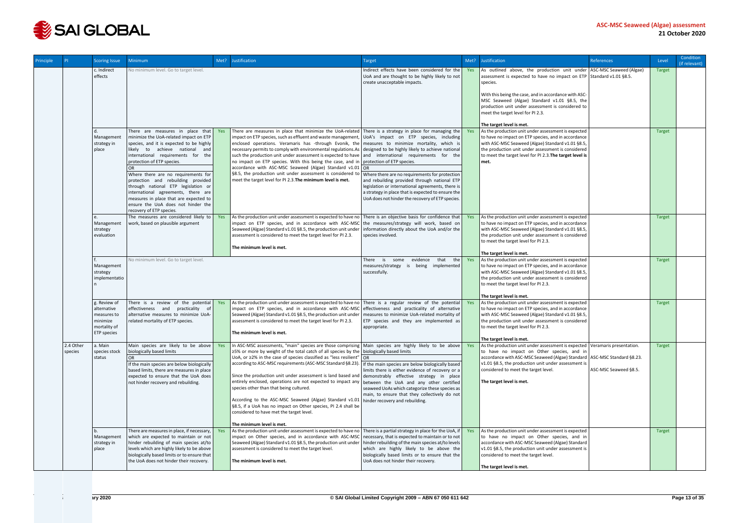| Principle | PI | Scoring Issue | Minimum | Met? | Justification | Target | Met? | Justification | References | Level | Condition (if relevant) |
|---|---|---|---|---|---|---|---|---|---|---|---|
| | | c. Indirect effects | No minimum level. Go to target level. | | | Indirect effects have been considered for the UoA and are thought to be highly likely to not create unacceptable impacts. | Yes | As outlined above, the production unit under assessment is expected to have no impact on ETP species.<br><br>With this being the case, and in accordance with ASC-MSC Seaweed (Algae) Standard v1.01 §8.5, the production unit under assessment is considered to meet the target level for PI 2.3.<br><br>**The target level is met.** | ASC-MSC Seaweed (Algae) Standard v1.01 §8.5. | Target | |
| | | d. Management strategy in place | There are measures in place that minimize the UoA-related impact on ETP species, and it is expected to be highly likely to achieve national and international requirements for the protection of ETP species.<br>OR<br>Where there are no requirements for protection and rebuilding provided through national ETP legislation or international agreements, there are measures in place that are expected to ensure the UoA does not hinder the recovery of ETP species. | Yes | There are measures in place that minimize the UoA-related impact on ETP species, such as effluent and waste management, enclosed operations. Veramaris has -through Evonik, the necessary permits to comply with environmental regulations. As such the production unit under assessment is expected to have no impact on ETP species. With this being the case, and in accordance with ASC-MSC Seaweed (Algae) Standard v1.01 §8.5, the production unit under assessment is considered to meet the target level for PI 2.3. **The minimum level is met.** | There is a strategy in place for managing the UoA's impact on ETP species, including measures to minimize mortality, which is designed to be highly likely to achieve national and international requirements for the protection of ETP species.<br>OR<br>Where there are no requirements for protection and rebuilding provided through national ETP legislation or international agreements, there is a strategy in place that is expected to ensure the UoA does not hinder the recovery of ETP species. | Yes | As the production unit under assessment is expected to have no impact on ETP species, and in accordance with ASC-MSC Seaweed (Algae) Standard v1.01 §8.5, the production unit under assessment is considered to meet the target level for PI 2.3. **The target level is met.** | | Target | |
| | | e. Management strategy evaluation | The measures are considered likely to work, based on plausible argument | Yes | As the production unit under assessment is expected to have no impact on ETP species, and in accordance with ASC-MSC Seaweed (Algae) Standard v1.01 §8.5, the production unit under assessment is considered to meet the target level for PI 2.3.<br><br>**The minimum level is met.** | There is an objective basis for confidence that the measures/strategy will work, based on information directly about the UoA and/or the species involved. | Yes | As the production unit under assessment is expected to have no impact on ETP species, and in accordance with ASC-MSC Seaweed (Algae) Standard v1.01 §8.5, the production unit under assessment is considered to meet the target level for PI 2.3.<br><br>**The target level is met.** | | Target | |
| | | f. Management strategy implementation | No minimum level. Go to target level. | | | There is some evidence that the measures/strategy is being implemented successfully. | Yes | As the production unit under assessment is expected to have no impact on ETP species, and in accordance with ASC-MSC Seaweed (Algae) Standard v1.01 §8.5, the production unit under assessment is considered to meet the target level for PI 2.3.<br><br>**The target level is met.** | | Target | |
| | | g. Review of alternative measures to minimize mortality of ETP species | There is a review of the potential effectiveness and practicality of alternative measures to minimize UoA-related mortality of ETP species. | Yes | As the production unit under assessment is expected to have no impact on ETP species, and in accordance with ASC-MSC Seaweed (Algae) Standard v1.01 §8.5, the production unit under assessment is considered to meet the target level for PI 2.3.<br><br>**The minimum level is met.** | There is a regular review of the potential effectiveness and practicality of alternative measures to minimize UoA-related mortality of ETP species and they are implemented as appropriate. | Yes | As the production unit under assessment is expected to have no impact on ETP species, and in accordance with ASC-MSC Seaweed (Algae) Standard v1.01 §8.5, the production unit under assessment is considered to meet the target level for PI 2.3.<br><br>**The target level is met.** | | Target | |
| | 2.4 Other species | a. Main species stock status | Main species are likely to be above biologically based limits<br>OR<br>If the main species are below biologically based limits, there are measures in place expected to ensure that the UoA does not hinder recovery and rebuilding. | Yes | In ASC-MSC assessments, "main" species are those comprising ≥5% or more by weight of the total catch of all species by the UoA, or ≥2% in the case of species classified as "less resilient" according to ASC-MSC requirements (ASC-MSC Standard §8.23).<br><br>Since the production unit under assessment is land based and entirely enclosed, operations are not expected to impact any species other than that being cultured.<br><br>According to the ASC-MSC Seaweed (Algae) Standard v1.01 §8.5, if a UoA has no impact on Other species, PI 2.4 shall be considered to have met the target level.<br><br>**The minimum level is met.** | Main species are highly likely to be above biologically based limits<br>OR<br>If the main species are below biologically based limits there is either evidence of recovery or a demonstrably effective strategy in place between the UoA and any other certified seaweed UoAs which categorize these species as main, to ensure that they collectively do not hinder recovery and rebuilding. | Yes | As the production unit under assessment is expected to have no impact on Other species, and in accordance with ASC-MSC Seaweed (Algae) Standard v1.01 §8.5, the production unit under assessment is considered to meet the target level.<br><br>**The target level is met.** | Veramaris presentation.<br><br>ASC-MSC Standard §8.23.<br><br>ASC-MSC Seaweed §8.5. | Target | |
| | | b. Management strategy in place | There are measures in place, if necessary, which are expected to maintain or not hinder rebuilding of main species at/to levels which are highly likely to be above biologically based limits or to ensure that the UoA does not hinder their recovery. | Yes | As the production unit under assessment is expected to have no impact on Other species, and in accordance with ASC-MSC Seaweed (Algae) Standard v1.01 §8.5, the production unit under assessment is considered to meet the target level.<br><br>**The minimum level is met.** | There is a partial strategy in place for the UoA, if necessary, that is expected to maintain or to not hinder rebuilding of the main species at/to levels which are highly likely to be above the biologically based limits or to ensure that the UoA does not hinder their recovery. | Yes | As the production unit under assessment is expected to have no impact on Other species, and in accordance with ASC-MSC Seaweed (Algae) Standard v1.01 §8.5, the production unit under assessment is considered to meet the target level.<br><br>**The target level is met.** | | Target | |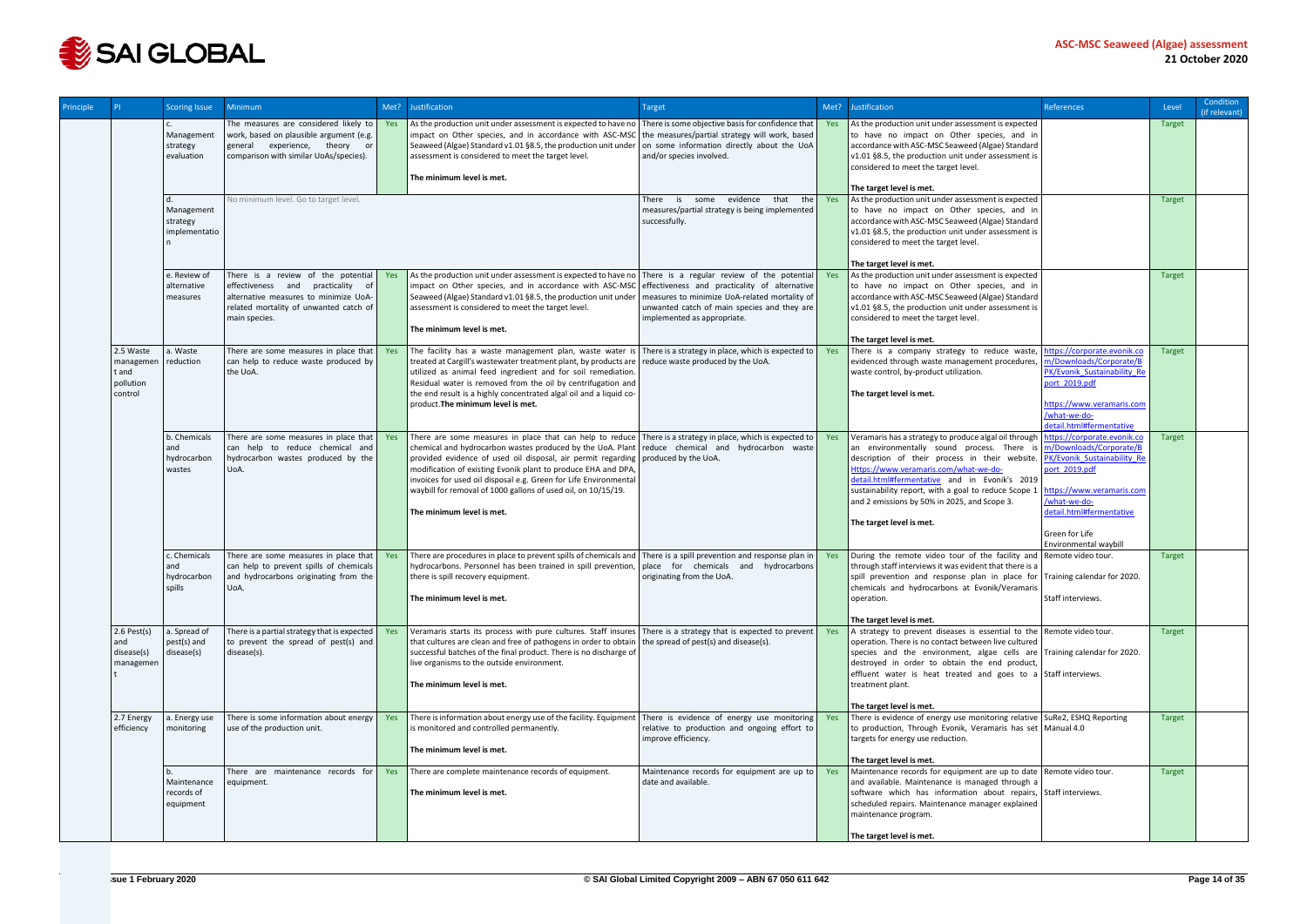| Principle | PI | Scoring Issue | Minimum | Met? | Justification | Target | Met? | Justification | References | Level | Condition (if relevant) |
|---|---|---|---|---|---|---|---|---|---|---|---|
| | | c. Management strategy evaluation | The measures are considered likely to work, based on plausible argument (e.g. general experience, theory or comparison with similar UoAs/species). | Yes | As the production unit under assessment is expected to have no impact on Other species, and in accordance with ASC-MSC Seaweed (Algae) Standard v1.01 §8.5, the production unit under assessment is considered to meet the target level. **The minimum level is met.** | There is some objective basis for confidence that the measures/partial strategy will work, based on some information directly about the UoA and/or species involved. | Yes | As the production unit under assessment is expected to have no impact on Other species, and in accordance with ASC-MSC Seaweed (Algae) Standard v1.01 §8.5, the production unit under assessment is considered to meet the target level. **The target level is met.** | | Target | |
| | | d. Management strategy implementation | No minimum level. Go to target level. | | | There is some evidence that the measures/partial strategy is being implemented successfully. | Yes | As the production unit under assessment is expected to have no impact on Other species, and in accordance with ASC-MSC Seaweed (Algae) Standard v1.01 §8.5, the production unit under assessment is considered to meet the target level. **The target level is met.** | | Target | |
| | | e. Review of alternative measures | There is a review of the potential effectiveness and practicality of alternative measures to minimize UoA-related mortality of unwanted catch of main species. | Yes | As the production unit under assessment is expected to have no impact on Other species, and in accordance with ASC-MSC Seaweed (Algae) Standard v1.01 §8.5, the production unit under assessment is considered to meet the target level. **The minimum level is met.** | There is a regular review of the potential effectiveness and practicality of alternative measures to minimize UoA-related mortality of unwanted catch of main species and they are implemented as appropriate. | Yes | As the production unit under assessment is expected to have no impact on Other species, and in accordance with ASC-MSC Seaweed (Algae) Standard v1.01 §8.5, the production unit under assessment is considered to meet the target level. **The target level is met.** | | Target | |
| | 2.5 Waste management and pollution control | a. Waste reduction | There are some measures in place that can help to reduce waste produced by the UoA. | Yes | The facility has a waste management plan, waste water is treated at Cargill's wastewater treatment plant, by products are utilized as animal feed ingredient and for soil remediation. Residual water is removed from the oil by centrifugation and the end result is a highly concentrated algal oil and a liquid co-product.**The minimum level is met.** | There is a strategy in place, which is expected to reduce waste produced by the UoA. | Yes | There is a company strategy to reduce waste, evidenced through waste management procedures, waste control, by-product utilization. **The target level is met.** | https://corporate.evonik.com/Downloads/Corporate/BPK/Evonik_Sustainability_Report_2019.pdf https://www.veramaris.com/what-we-do-detail.html#fermentative | Target | |
| | | b. Chemicals and hydrocarbon wastes | There are some measures in place that can help to reduce chemical and hydrocarbon wastes produced by the UoA. | Yes | There are some measures in place that can help to reduce chemical and hydrocarbon wastes produced by the UoA. Plant provided evidence of used oil disposal, air permit regarding modification of existing Evonik plant to produce EHA and DPA, invoices for used oil disposal e.g. Green for Life Environmental waybill for removal of 1000 gallons of used oil, on 10/15/19. **The minimum level is met.** | There is a strategy in place, which is expected to reduce chemical and hydrocarbon waste produced by the UoA. | Yes | Veramaris has a strategy to produce algal oil through an environmentally sound process. There is description of their process in their website. Https://www.veramaris.com/what-we-do-detail.html#fermentative and in Evonik's 2019 sustainability report, with a goal to reduce Scope 1 and 2 emissions by 50% in 2025, and Scope 3. **The target level is met.** | https://corporate.evonik.com/Downloads/Corporate/BPK/Evonik_Sustainability_Report_2019.pdf https://www.veramaris.com/what-we-do-detail.html#fermentative Green for Life Environmental waybill | Target | |
| | | c. Chemicals and hydrocarbon spills | There are some measures in place that can help to prevent spills of chemicals and hydrocarbons originating from the UoA. | Yes | There are procedures in place to prevent spills of chemicals and hydrocarbons. Personnel has been trained in spill prevention, there is spill recovery equipment. **The minimum level is met.** | There is a spill prevention and response plan in place for chemicals and hydrocarbons originating from the UoA. | Yes | During the remote video tour of the facility and through staff interviews it was evident that there is a spill prevention and response plan in place for chemicals and hydrocarbons at Evonik/Veramaris operation. **The target level is met.** | Remote video tour. Training calendar for 2020. Staff interviews. | Target | |
| | 2.6 Pest(s) and disease(s) management | a. Spread of pest(s) and disease(s) | There is a partial strategy that is expected to prevent the spread of pest(s) and disease(s). | Yes | Veramaris starts its process with pure cultures. Staff insures that cultures are clean and free of pathogens in order to obtain successful batches of the final product. There is no discharge of live organisms to the outside environment. **The minimum level is met.** | There is a strategy that is expected to prevent the spread of pest(s) and disease(s). | Yes | A strategy to prevent diseases is essential to the operation. There is no contact between live cultured species and the environment, algae cells are destroyed in order to obtain the end product, effluent water is heat treated and goes to a treatment plant. **The target level is met.** | Remote video tour. Training calendar for 2020. Staff interviews. | Target | |
| | 2.7 Energy efficiency | a. Energy use monitoring | There is some information about energy use of the production unit. | Yes | There is information about energy use of the facility. Equipment is monitored and controlled permanently. **The minimum level is met.** | There is evidence of energy use monitoring relative to production and ongoing effort to improve efficiency. | Yes | There is evidence of energy use monitoring relative to production, Through Evonik, Veramaris has set targets for energy use reduction. **The target level is met.** | SuRe2, ESHQ Reporting Manual 4.0 | Target | |
| | | b. Maintenance records of equipment | There are maintenance records for equipment. | Yes | There are complete maintenance records of equipment. **The minimum level is met.** | Maintenance records for equipment are up to date and available. | Yes | Maintenance records for equipment are up to date and available. Maintenance is managed through a software which has information about repairs, scheduled repairs. Maintenance manager explained maintenance program. **The target level is met.** | Remote video tour. Staff interviews. | Target | |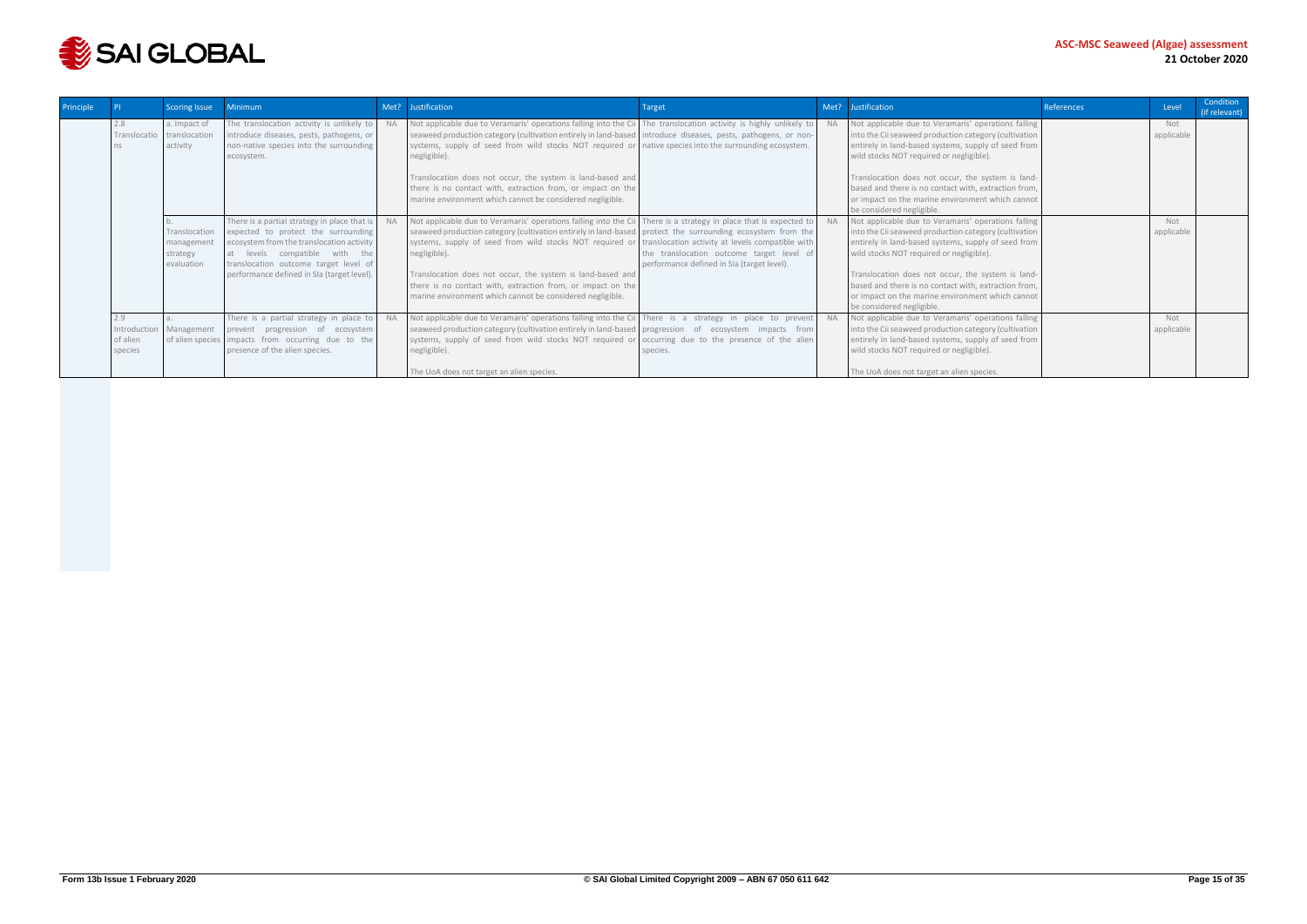| Principle | PI | Scoring Issue | Minimum | Met? | Justification | Target | Met? | Justification | References | Level | Condition (if relevant) |
|---|---|---|---|---|---|---|---|---|---|---|---|
| | 2.8 Translocations | a. Impact of translocation activity | The translocation activity is unlikely to introduce diseases, pests, pathogens, or non-native species into the surrounding ecosystem. | NA | Not applicable due to Veramaris' operations falling into the Cii seaweed production category (cultivation entirely in land-based systems, supply of seed from wild stocks NOT required or negligible).<br><br>Translocation does not occur, the system is land-based and there is no contact with, extraction from, or impact on the marine environment which cannot be considered negligible. | The translocation activity is highly unlikely to introduce diseases, pests, pathogens, or non-native species into the surrounding ecosystem. | NA | Not applicable due to Veramaris' operations falling into the Cii seaweed production category (cultivation entirely in land-based systems, supply of seed from wild stocks NOT required or negligible).<br><br>Translocation does not occur, the system is land-based and there is no contact with, extraction from, or impact on the marine environment which cannot be considered negligible. | | Not applicable | |
| | | b. Translocation management strategy evaluation | There is a partial strategy in place that is expected to protect the surrounding ecosystem from the translocation activity at levels compatible with the translocation outcome target level of performance defined in SIa (target level). | NA | Not applicable due to Veramaris' operations falling into the Cii seaweed production category (cultivation entirely in land-based systems, supply of seed from wild stocks NOT required or negligible).<br><br>Translocation does not occur, the system is land-based and there is no contact with, extraction from, or impact on the marine environment which cannot be considered negligible. | There is a strategy in place that is expected to protect the surrounding ecosystem from the translocation activity at levels compatible with the translocation outcome target level of performance defined in SIa (target level). | NA | Not applicable due to Veramaris' operations falling into the Cii seaweed production category (cultivation entirely in land-based systems, supply of seed from wild stocks NOT required or negligible).<br><br>Translocation does not occur, the system is land-based and there is no contact with, extraction from, or impact on the marine environment which cannot be considered negligible. | | Not applicable | |
| | 2.9 Introduction of alien species | a. Management of alien species | There is a partial strategy in place to prevent progression of ecosystem impacts from occurring due to the presence of the alien species. | NA | Not applicable due to Veramaris' operations falling into the Cii seaweed production category (cultivation entirely in land-based systems, supply of seed from wild stocks NOT required or negligible).<br><br>The UoA does not target an alien species. | There is a strategy in place to prevent progression of ecosystem impacts from occurring due to the presence of the alien species. | NA | Not applicable due to Veramaris' operations falling into the Cii seaweed production category (cultivation entirely in land-based systems, supply of seed from wild stocks NOT required or negligible).<br><br>The UoA does not target an alien species. | | Not applicable | |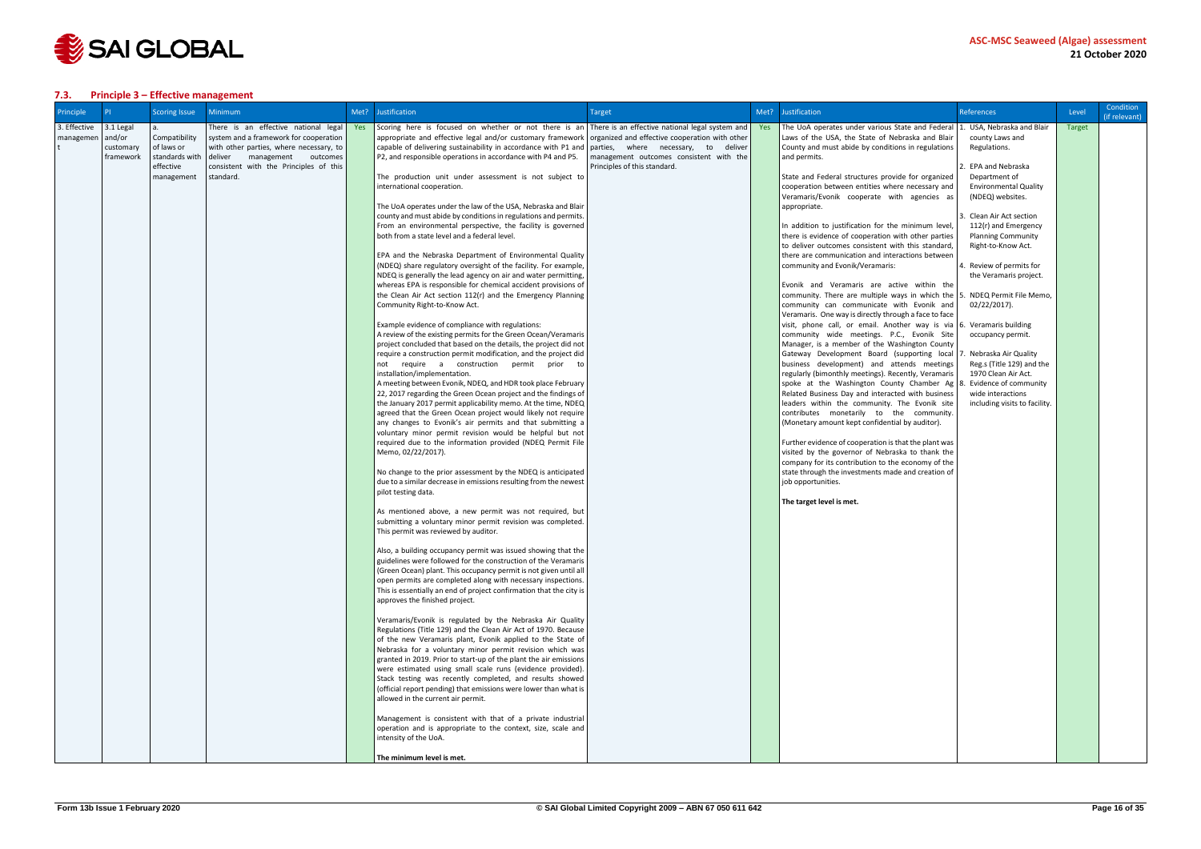### 7.3. Principle 3 – Effective management

| Principle | PI | Scoring Issue | Minimum | Met? | Justification | Target | Met? | Justification | References | Level | Condition (if relevant) |
|---|---|---|---|---|---|---|---|---|---|---|---|
| 3. Effective management | 3.1 Legal and/or customary framework | a. Compatibility of laws or standards with effective management | There is an effective national legal system and a framework for cooperation with other parties, where necessary, to deliver management outcomes consistent with the Principles of this standard. | Yes | Scoring here is focused on whether or not there is an appropriate and effective legal and/or customary framework capable of delivering sustainability in accordance with P1 and P2, and responsible operations in accordance with P4 and P5.<br><br>The production unit under assessment is not subject to international cooperation.<br><br>The UoA operates under the law of the USA, Nebraska and Blair county and must abide by conditions in regulations and permits. From an environmental perspective, the facility is governed both from a state level and a federal level.<br><br>EPA and the Nebraska Department of Environmental Quality (NDEQ) share regulatory oversight of the facility. For example, NDEQ is generally the lead agency on air and water permitting, whereas EPA is responsible for chemical accident provisions of the Clean Air Act section 112(r) and the Emergency Planning Community Right-to-Know Act.<br><br>Example evidence of compliance with regulations:<br>A review of the existing permits for the Green Ocean/Veramaris project concluded that based on the details, the project did not require a construction permit modification, and the project did not require a construction permit prior to installation/implementation.<br>A meeting between Evonik, NDEQ, and HDR took place February 22, 2017 regarding the Green Ocean project and the findings of the January 2017 permit applicability memo. At the time, NDEQ agreed that the Green Ocean project would likely not require any changes to Evonik's air permits and that submitting a voluntary minor permit revision would be helpful but not required due to the information provided (NDEQ Permit File Memo, 02/22/2017).<br><br>No change to the prior assessment by the NDEQ is anticipated due to a similar decrease in emissions resulting from the newest pilot testing data.<br><br>As mentioned above, a new permit was not required, but submitting a voluntary minor permit revision was completed. This permit was reviewed by auditor.<br><br>Also, a building occupancy permit was issued showing that the guidelines were followed for the construction of the Veramaris (Green Ocean) plant. This occupancy permit is not given until all open permits are completed along with necessary inspections. This is essentially an end of project confirmation that the city is approves the finished project.<br><br>Veramaris/Evonik is regulated by the Nebraska Air Quality Regulations (Title 129) and the Clean Air Act of 1970. Because of the new Veramaris plant, Evonik applied to the State of Nebraska for a voluntary minor permit revision which was granted in 2019. Prior to start-up of the plant the air emissions were estimated using small scale runs (evidence provided). Stack testing was recently completed, and results showed (official report pending) that emissions were lower than what is allowed in the current air permit.<br><br>Management is consistent with that of a private industrial operation and is appropriate to the context, size, scale and intensity of the UoA.<br><br>**The minimum level is met.** | There is an effective national legal system and organized and effective cooperation with other parties, where necessary, to deliver management outcomes consistent with the Principles of this standard. | Yes | The UoA operates under various State and Federal Laws of the USA, the State of Nebraska and Blair County and must abide by conditions in regulations and permits.<br><br>State and Federal structures provide for organized cooperation between entities where necessary and Veramaris/Evonik cooperate with agencies as appropriate.<br><br>In addition to justification for the minimum level, there is evidence of cooperation with other parties to deliver outcomes consistent with this standard, there are communication and interactions between community and Evonik/Veramaris:<br><br>Evonik and Veramaris are active within the community. There are multiple ways in which the community can communicate with Evonik and Veramaris. One way is directly through a face to face visit, phone call, or email. Another way is via community wide meetings. P.C., Evonik Site Manager, is a member of the Washington County Gateway Development Board (supporting local business development) and attends meetings regularly (bimonthly meetings). Recently, Veramaris spoke at the Washington County Chamber Ag Related Business Day and interacted with business leaders within the community. The Evonik site contributes monetarily to the community. (Monetary amount kept confidential by auditor).<br><br>Further evidence of cooperation is that the plant was visited by the governor of Nebraska to thank the company for its contribution to the economy of the state through the investments made and creation of job opportunities.<br><br>**The target level is met.** | 1. USA, Nebraska and Blair county Laws and Regulations.<br>2. EPA and Nebraska Department of Environmental Quality (NDEQ) websites.<br>3. Clean Air Act section 112(r) and Emergency Planning Community Right-to-Know Act.<br>4. Review of permits for the Veramaris project.<br>5. NDEQ Permit File Memo, 02/22/2017).<br>6. Veramaris building occupancy permit.<br>7. Nebraska Air Quality Reg.s (Title 129) and the 1970 Clean Air Act.<br>8. Evidence of community wide interactions including visits to facility. | Target | |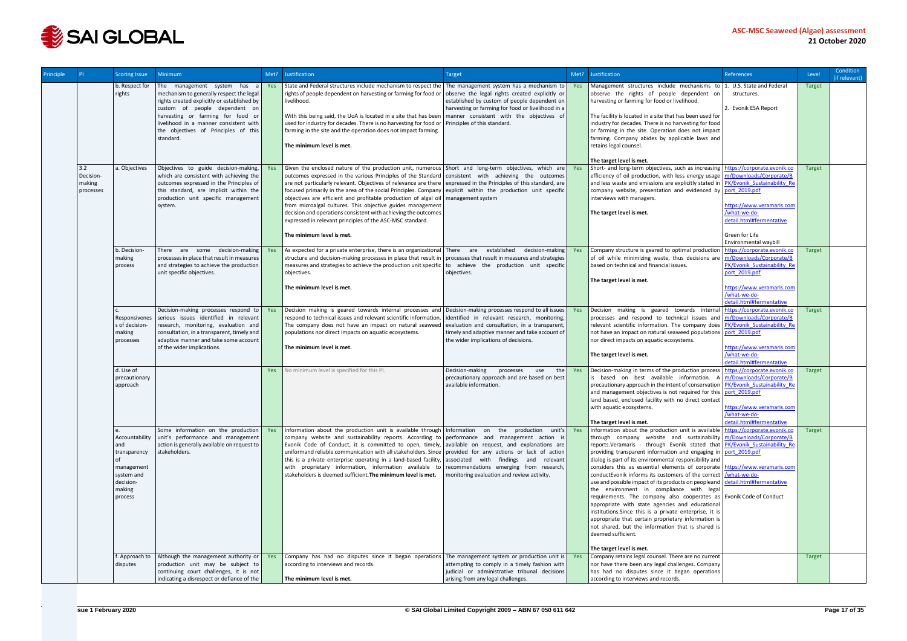| Principle | PI | Scoring Issue | Minimum | Met? | Justification | Target | Met? | Justification | References | Level | Condition (if relevant) |
|---|---|---|---|---|---|---|---|---|---|---|---|
| | | b. Respect for rights | The management system has a mechanism to generally respect the legal rights created explicitly or established by custom of people dependent on harvesting or farming for food or livelihood in a manner consistent with the objectives of Principles of this standard. | Yes | State and Federal structures include mechanism to respect the rights of people dependent on harvesting or farming for food or livelihood.<br><br>With this being said, the UoA is located in a site that has been used for industry for decades. There is no harvesting for food or farming in the site and the operation does not impact farming.<br><br>**The minimum level is met.** | The management system has a mechanism to observe the legal rights created explicitly or established by custom of people dependent on harvesting or farming for food or livelihood in a manner consistent with the objectives of Principles of this standard. | Yes | Management structures include mechanisms to observe the rights of people dependent on harvesting or farming for food or livelihood.<br><br>The facility is located in a site that has been used for industry for decades. There is no harvesting for food or farming in the site. Operation does not impact farming. Company abides by applicable laws and retains legal counsel.<br><br>**The target level is met.** | 1. U.S. State and Federal structures.<br><br>2. Evonik ESA Report | Target | |
| | 3.2 Decision-making processes | a. Objectives | Objectives to guide decision-making, which are consistent with achieving the outcomes expressed in the Principles of this standard, are implicit within the production unit specific management system. | Yes | Given the enclosed nature of the production unit, numerous outcomes expressed in the various Principles of the Standard are not particularly relevant. Objectives of relevance are there focused primarily in the area of the social Principles. Company objectives are efficient and profitable production of algal oil from microalgal cultures. This objective guides management decision and operations consistent with achieving the outcomes expressed in relevant principles of the ASC-MSC standard.<br><br>**The minimum level is met.** | Short and long-term objectives, which are consistent with achieving the outcomes expressed in the Principles of this standard, are explicit within the production unit specific management system | Yes | Short- and long-term objectives, such as increasing efficiency of oil production, with less energy usage and less waste and emissions are explicitly stated in company website, presentation and evidenced by interviews with managers.<br><br>**The target level is met.** | https://corporate.evonik.com/Downloads/Corporate/BPK/Evonik_Sustainability_Report_2019.pdf<br><br>https://www.veramaris.com/what-we-do-detail.html#fermentative<br><br>Green for Life<br>Environmental waybill | Target | |
| | | b. Decision-making process | There are some decision-making processes in place that result in measures and strategies to achieve the production unit specific objectives. | Yes | As expected for a private enterprise, there is an organizational structure and decision-making processes in place that result in measures and strategies to achieve the production unit specific objectives.<br><br>**The minimum level is met.** | There are established decision-making processes that result in measures and strategies to achieve the production unit specific objectives. | Yes | Company structure is geared to optimal production of oil while minimizing waste, thus decisions are based on technical and financial issues.<br><br>**The target level is met.** | https://corporate.evonik.com/Downloads/Corporate/BPK/Evonik_Sustainability_Report_2019.pdf<br><br>https://www.veramaris.com/what-we-do-detail.html#fermentative | Target | |
| | | c. Responsiveness of decision-making processes | Decision-making processes respond to serious issues identified in relevant research, monitoring, evaluation and consultation, in a transparent, timely and adaptive manner and take some account of the wider implications. | Yes | Decision making is geared towards internal processes and respond to technical issues and relevant scientific information. The company does not have an impact on natural seaweed populations nor direct impacts on aquatic ecosystems.<br><br>**The minimum level is met.** | Decision-making processes respond to all issues identified in relevant research, monitoring, evaluation and consultation, in a transparent, timely and adaptive manner and take account of the wider implications of decisions. | Yes | Decision making is geared towards internal processes and respond to technical issues and relevant scientific information. The company does not have an impact on natural seaweed populations nor direct impacts on aquatic ecosystems.<br><br>**The target level is met.** | https://corporate.evonik.com/Downloads/Corporate/BPK/Evonik_Sustainability_Report_2019.pdf<br><br>https://www.veramaris.com/what-we-do-detail.html#fermentative | Target | |
| | | d. Use of precautionary approach | | Yes | No minimum level is specified for this PI. | Decision-making processes use the precautionary approach and are based on best available information. | Yes | Decision-making in terms of the production process is based on best available information. A precautionary approach in the intent of conservation and management objectives is not required for this land based, enclosed facility with no direct contact with aquatic ecosystems.<br><br>**The target level is met.** | https://corporate.evonik.com/Downloads/Corporate/BPK/Evonik_Sustainability_Report_2019.pdf<br><br>https://www.veramaris.com/what-we-do-detail.html#fermentative | Target | |
| | | e. Accountability and transparency of management system and decision-making process | Some information on the production unit's performance and management action is generally available on request to stakeholders. | Yes | Information about the production unit is available through company website and sustainability reports. According to Evonik Code of Conduct, it is committed to open, timely, uniformand reliable communication with all stakeholders. Since this is a private enterprise operating in a land-based facility, with proprietary information, information available to stakeholders is deemed sufficient.**The minimum level is met.** | Information on the production unit's performance and management action is available on request, and explanations are provided for any actions or lack of action associated with findings and relevant recommendations emerging from research, monitoring evaluation and review activity. | Yes | Information about the production unit is available through company website and sustainability reports.Veramaris - through Evonik stated that providing transparent information and engaging in dialog is part of its environmental responsibility and considers this as essential elements of corporate conductEvonik informs its customers of the correct use and possible impact of its products on peopleand the environment in compliance with legal requirements. The company also cooperates as appropriate with state agencies and educational institutions.Since this is a private enterprise, it is appropriate that certain proprietary information is not shared, but the information that is shared is deemed sufficient.<br><br>**The target level is met.** | https://corporate.evonik.com/Downloads/Corporate/BPK/Evonik_Sustainability_Report_2019.pdf<br><br>https://www.veramaris.com/what-we-do-detail.html#fermentative<br><br>Evonik Code of Conduct | Target | |
| | | f. Approach to disputes | Although the management authority or production unit may be subject to continuing court challenges, it is not indicating a disrespect or defiance of the | Yes | Company has had no disputes since it began operations according to interviews and records.<br><br>**The minimum level is met.** | The management system or production unit is attempting to comply in a timely fashion with judicial or administrative tribunal decisions arising from any legal challenges. | Yes | Company retains legal counsel. There are no current nor have there been any legal challenges. Company has had no disputes since it began operations according to interviews and records. | | Target | |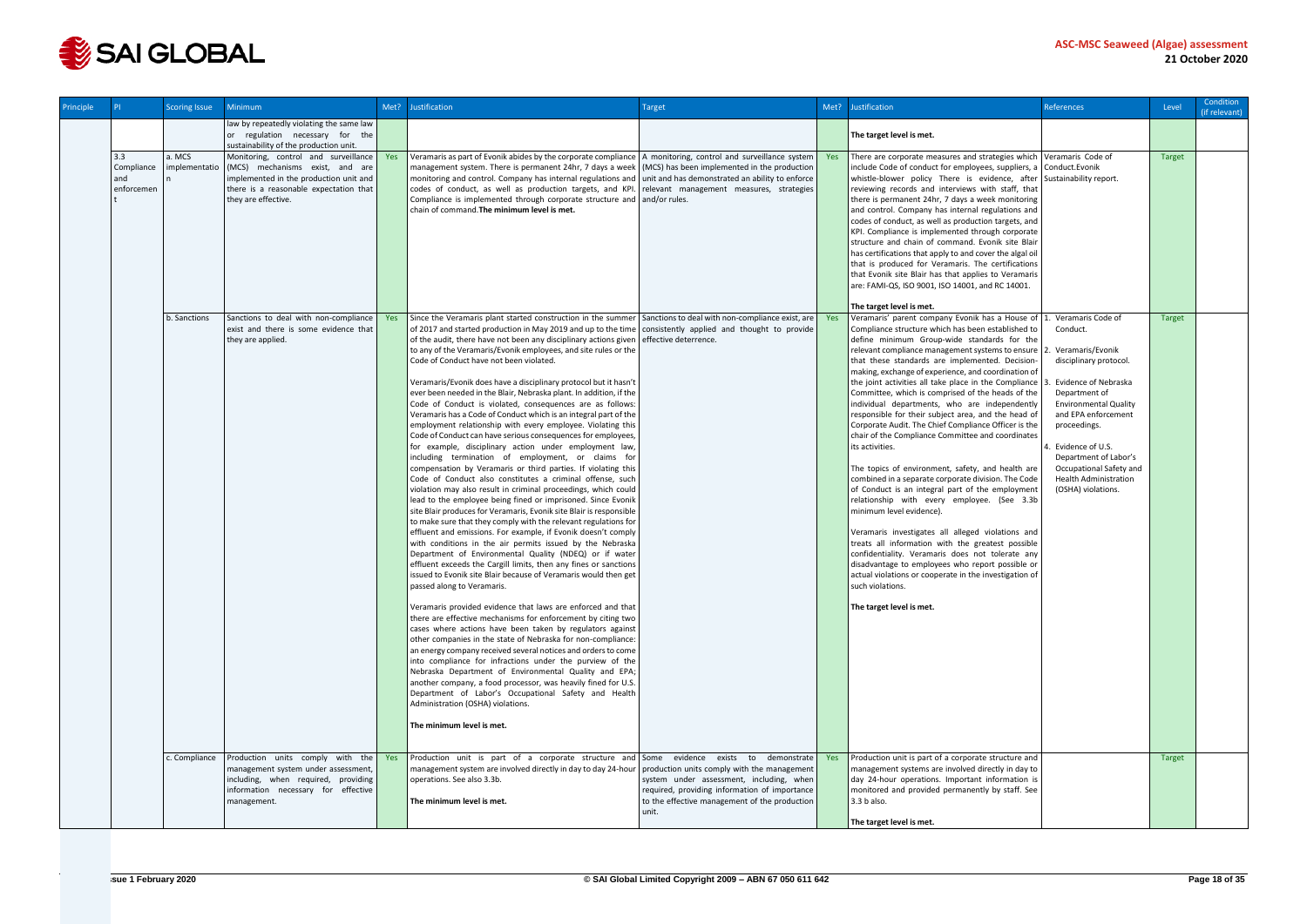| Principle | PI | Scoring Issue | Minimum | Met? | Justification | Target | Met? | Justification | References | Level | Condition (if relevant) |
|---|---|---|---|---|---|---|---|---|---|---|---|
| | | | law by repeatedly violating the same law or regulation necessary for the sustainability of the production unit. | | | | | **The target level is met.** | | | |
| | 3.3 Compliance and enforcement | a. MCS implementation | Monitoring, control and surveillance (MCS) mechanisms exist, and are implemented in the production unit and there is a reasonable expectation that they are effective. | Yes | Veramaris as part of Evonik abides by the corporate compliance management system. There is permanent 24hr, 7 days a week monitoring and control. Company has internal regulations and codes of conduct, as well as production targets, and KPI. Compliance is implemented through corporate structure and chain of command. **The minimum level is met.** | A monitoring, control and surveillance system (MCS) has been implemented in the production unit and has demonstrated an ability to enforce relevant management measures, strategies and/or rules. | Yes | There are corporate measures and strategies which include Code of conduct for employees, suppliers, a whistle-blower policy There is evidence, after reviewing records and interviews with staff, that there is permanent 24hr, 7 days a week monitoring and control. Company has internal regulations and codes of conduct, as well as production targets, and KPI. Compliance is implemented through corporate structure and chain of command. Evonik site Blair has certifications that apply to and cover the algal oil that is produced for Veramaris. The certifications that Evonik site Blair has that applies to Veramaris are: FAMI-QS, ISO 9001, ISO 14001, and RC 14001.<br><br>**The target level is met.** | Veramaris Code of Conduct.Evonik Sustainability report. | Target | |
| | | b. Sanctions | Sanctions to deal with non-compliance exist and there is some evidence that they are applied. | Yes | Since the Veramaris plant started construction in the summer of 2017 and started production in May 2019 and up to the time of the audit, there have not been any disciplinary actions given to any of the Veramaris/Evonik employees, and site rules or the Code of Conduct have not been violated.<br><br>Veramaris/Evonik does have a disciplinary protocol but it hasn't ever been needed in the Blair, Nebraska plant. In addition, if the Code of Conduct is violated, consequences are as follows: Veramaris has a Code of Conduct which is an integral part of the employment relationship with every employee. Violating this Code of Conduct can have serious consequences for employees, for example, disciplinary action under employment law, including termination of employment, or claims for compensation by Veramaris or third parties. If violating this Code of Conduct also constitutes a criminal offense, such violation may also result in criminal proceedings, which could lead to the employee being fined or imprisoned. Since Evonik site Blair produces for Veramaris, Evonik site Blair is responsible to make sure that they comply with the relevant regulations for effluent and emissions. For example, if Evonik doesn't comply with conditions in the air permits issued by the Nebraska Department of Environmental Quality (NDEQ) or if water effluent exceeds the Cargill limits, then any fines or sanctions issued to Evonik site Blair because of Veramaris would then get passed along to Veramaris.<br><br>Veramaris provided evidence that laws are enforced and that there are effective mechanisms for enforcement by citing two cases where actions have been taken by regulators against other companies in the state of Nebraska for non-compliance: an energy company received several notices and orders to come into compliance for infractions under the purview of the Nebraska Department of Environmental Quality and EPA; another company, a food processor, was heavily fined for U.S. Department of Labor's Occupational Safety and Health Administration (OSHA) violations.<br><br>**The minimum level is met.** | Sanctions to deal with non-compliance exist, are consistently applied and thought to provide effective deterrence. | Yes | Veramaris' parent company Evonik has a House of Compliance structure which has been established to define minimum Group-wide standards for the relevant compliance management systems to ensure that these standards are implemented. Decision-making, exchange of experience, and coordination of the joint activities all take place in the Compliance Committee, which is comprised of the heads of the individual departments, who are independently responsible for their subject area, and the head of Corporate Audit. The Chief Compliance Officer is the chair of the Compliance Committee and coordinates its activities.<br><br>The topics of environment, safety, and health are combined in a separate corporate division. The Code of Conduct is an integral part of the employment relationship with every employee. (See 3.3b minimum level evidence).<br><br>Veramaris investigates all alleged violations and treats all information with the greatest possible confidentiality. Veramaris does not tolerate any disadvantage to employees who report possible or actual violations or cooperate in the investigation of such violations.<br><br>**The target level is met.** | 1. Veramaris Code of Conduct.<br>2. Veramaris/Evonik disciplinary protocol.<br>3. Evidence of Nebraska Department of Environmental Quality and EPA enforcement proceedings.<br>4. Evidence of U.S. Department of Labor's Occupational Safety and Health Administration (OSHA) violations. | Target | |
| | | c. Compliance | Production units comply with the management system under assessment, including, when required, providing information necessary for effective management. | Yes | Production unit is part of a corporate structure and management system are involved directly in day to day 24-hour operations. See also 3.3b.<br><br>**The minimum level is met.** | Some evidence exists to demonstrate production units comply with the management system under assessment, including, when required, providing information of importance to the effective management of the production unit. | Yes | Production unit is part of a corporate structure and management systems are involved directly in day to day 24-hour operations. Important information is monitored and provided permanently by staff. See 3.3 b also.<br><br>**The target level is met.** | | Target | |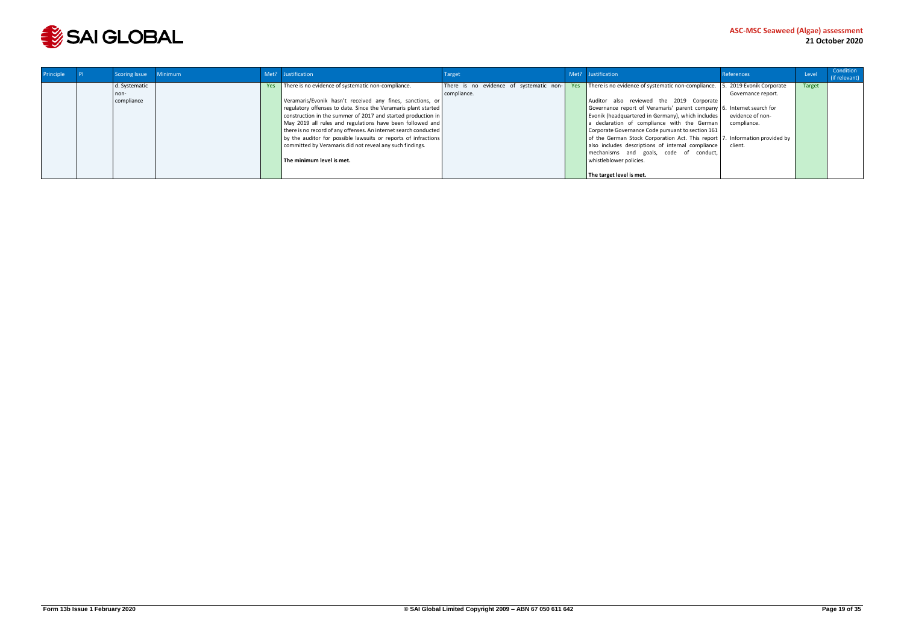| Principle | PI | Scoring Issue | Minimum | Met? | Justification | Target | Met? | Justification | References | Level | Condition (if relevant) |
|---|---|---|---|---|---|---|---|---|---|---|---|
| | | d. Systematic non-compliance | | Yes | There is no evidence of systematic non-compliance.<br><br>Veramaris/Evonik hasn't received any fines, sanctions, or regulatory offenses to date. Since the Veramaris plant started construction in the summer of 2017 and started production in May 2019 all rules and regulations have been followed and there is no record of any offenses. An internet search conducted by the auditor for possible lawsuits or reports of infractions committed by Veramaris did not reveal any such findings.<br><br>**The minimum level is met.** | There is no evidence of systematic non-compliance. | Yes | There is no evidence of systematic non-compliance.<br><br>Auditor also reviewed the 2019 Corporate Governance report of Veramaris' parent company Evonik (headquartered in Germany), which includes a declaration of compliance with the German Corporate Governance Code pursuant to section 161 of the German Stock Corporation Act. This report also includes descriptions of internal compliance mechanisms and goals, code of conduct, whistleblower policies.<br><br>**The target level is met.** | 5. 2019 Evonik Corporate Governance report.<br>6. Internet search for evidence of non-compliance.<br>7. Information provided by client. | Target | |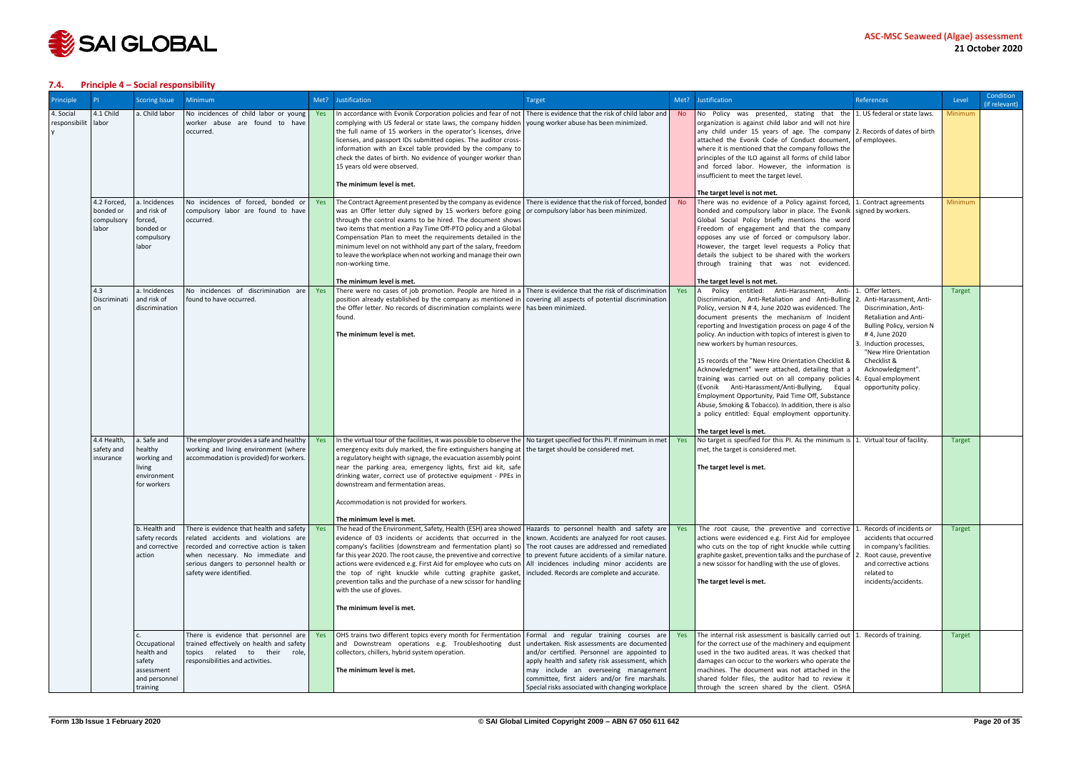### 7.4. Principle 4 – Social responsibility

| Principle | PI | Scoring Issue | Minimum | Met? | Justification | Target | Met? | Justification | References | Level | Condition (if relevant) |
|---|---|---|---|---|---|---|---|---|---|---|---|
| 4. Social responsibility | 4.1 Child labor | a. Child labor | No incidences of child labor or young worker abuse are found to have occurred. | Yes | In accordance with Evonik Corporation policies and fear of not complying with US federal or state laws, the company hidden the full name of 15 workers in the operator's licenses, drive licenses, and passport IDs submitted copies. The auditor cross-information with an Excel table provided by the company to check the dates of birth. No evidence of younger worker than 15 years old were observed.<br><br>**The minimum level is met.** | There is evidence that the risk of child labor and young worker abuse has been minimized. | No | No Policy was presented, stating that the organization is against child labor and will not hire any child under 15 years of age. The company attached the Evonik Code of Conduct document, where it is mentioned that the company follows the principles of the ILO against all forms of child labor and forced labor. However, the information is insufficient to meet the target level.<br><br>**The target level is not met.** | 1. US federal or state laws.<br>2. Records of dates of birth of employees. | Minimum | |
| | 4.2 Forced, bonded or compulsory labor | a. Incidences and risk of forced, bonded or compulsory labor | No incidences of forced, bonded or compulsory labor are found to have occurred. | Yes | The Contract Agreement presented by the company as evidence was an Offer letter duly signed by 15 workers before going through the control exams to be hired. The document shows two items that mention a Pay Time Off-PTO policy and a Global Compensation Plan to meet the requirements detailed in the minimum level on not withhold any part of the salary, freedom to leave the workplace when not working and manage their own non-working time.<br><br>**The minimum level is met.** | There is evidence that the risk of forced, bonded or compulsory labor has been minimized. | No | There was no evidence of a Policy against forced, bonded and compulsory labor in place. The Evonik Global Social Policy briefly mentions the word Freedom of engagement and that the company opposes any use of forced or compulsory labor. However, the target level requests a Policy that details the subject to be shared with the workers through training that was not evidenced.<br><br>**The target level is not met.** | 1. Contract agreements signed by workers. | Minimum | |
| | 4.3 Discrimination | a. Incidences and risk of discrimination | No incidences of discrimination are found to have occurred. | Yes | There were no cases of job promotion. People are hired in a position already established by the company as mentioned in the Offer letter. No records of discrimination complaints were found.<br><br>**The minimum level is met.** | There is evidence that the risk of discrimination covering all aspects of potential discrimination has been minimized. | Yes | A Policy entitled: Anti-Harassment, Anti-Discrimination, Anti-Retaliation and Anti-Bulling Policy, version N # 4, June 2020 was evidenced. The document presents the mechanism of Incident reporting and Investigation process on page 4 of the policy. An induction with topics of interest is given to new workers by human resources.<br><br>15 records of the "New Hire Orientation Checklist & Acknowledgment" were attached, detailing that a training was carried out on all company policies (Evonik Anti-Harassment/Anti-Bullying, Equal Employment Opportunity, Paid Time Off, Substance Abuse, Smoking & Tobacco). In addition, there is also a policy entitled: Equal employment opportunity.<br><br>**The target level is met.** | 1. Offer letters.<br>2. Anti-Harassment, Anti-Discrimination, Anti-Retaliation and Anti-Bulling Policy, version N # 4, June 2020<br>3. Induction processes, "New Hire Orientation Checklist & Acknowledgment".<br>4. Equal employment opportunity policy. | Target | |
| | 4.4 Health, safety and insurance | a. Safe and healthy working and living environment for workers | The employer provides a safe and healthy working and living environment (where accommodation is provided) for workers. | Yes | In the virtual tour of the facilities, it was possible to observe the emergency exits duly marked, the fire extinguishers hanging at a regulatory height with signage, the evacuation assembly point near the parking area, emergency lights, first aid kit, safe drinking water, correct use of protective equipment - PPEs in downstream and fermentation areas.<br><br>Accommodation is not provided for workers.<br><br>**The minimum level is met.** | No target specified for this PI. If minimum in met the target should be considered met. | Yes | No target is specified for this PI. As the minimum is met, the target is considered met.<br><br>**The target level is met.** | 1. Virtual tour of facility. | Target | |
| | | b. Health and safety records and corrective action | There is evidence that health and safety related accidents and violations are recorded and corrective action is taken when necessary. No immediate and serious dangers to personnel health or safety were identified. | Yes | The head of the Environment, Safety, Health (ESH) area showed evidence of 03 incidents or accidents that occurred in the company's facilities (downstream and fermentation plant) so far this year 2020. The root cause, the preventive and corrective actions were evidenced e.g. First Aid for employee who cuts on the top of right knuckle while cutting graphite gasket, prevention talks and the purchase of a new scissor for handling with the use of gloves.<br><br>**The minimum level is met.** | Hazards to personnel health and safety are known. Accidents are analyzed for root causes. The root causes are addressed and remediated to prevent future accidents of a similar nature. All incidences including minor accidents are included. Records are complete and accurate. | Yes | The root cause, the preventive and corrective actions were evidenced e.g. First Aid for employee who cuts on the top of right knuckle while cutting graphite gasket, prevention talks and the purchase of a new scissor for handling with the use of gloves.<br><br>**The target level is met.** | 1. Records of incidents or accidents that occurred in company's facilities.<br>2. Root cause, preventive and corrective actions related to incidents/accidents. | Target | |
| | | c. Occupational health and safety assessment and personnel training | There is evidence that personnel are trained effectively on health and safety topics related to their role, responsibilities and activities. | Yes | OHS trains two different topics every month for Fermentation and Downstream operations e.g. Troubleshooting dust collectors, chillers, hybrid system operation.<br><br>**The minimum level is met.** | Formal and regular training courses are undertaken. Risk assessments are documented and/or certified. Personnel are appointed to apply health and safety risk assessment, which may include an overseeing management committee, first aiders and/or fire marshals. Special risks associated with changing workplace | Yes | The internal risk assessment is basically carried out for the correct use of the machinery and equipment used in the two audited areas. It was checked that damages can occur to the workers who operate the machines. The document was not attached in the shared folder files, the auditor had to review it through the screen shared by the client. OSHA | 1. Records of training. | Target | |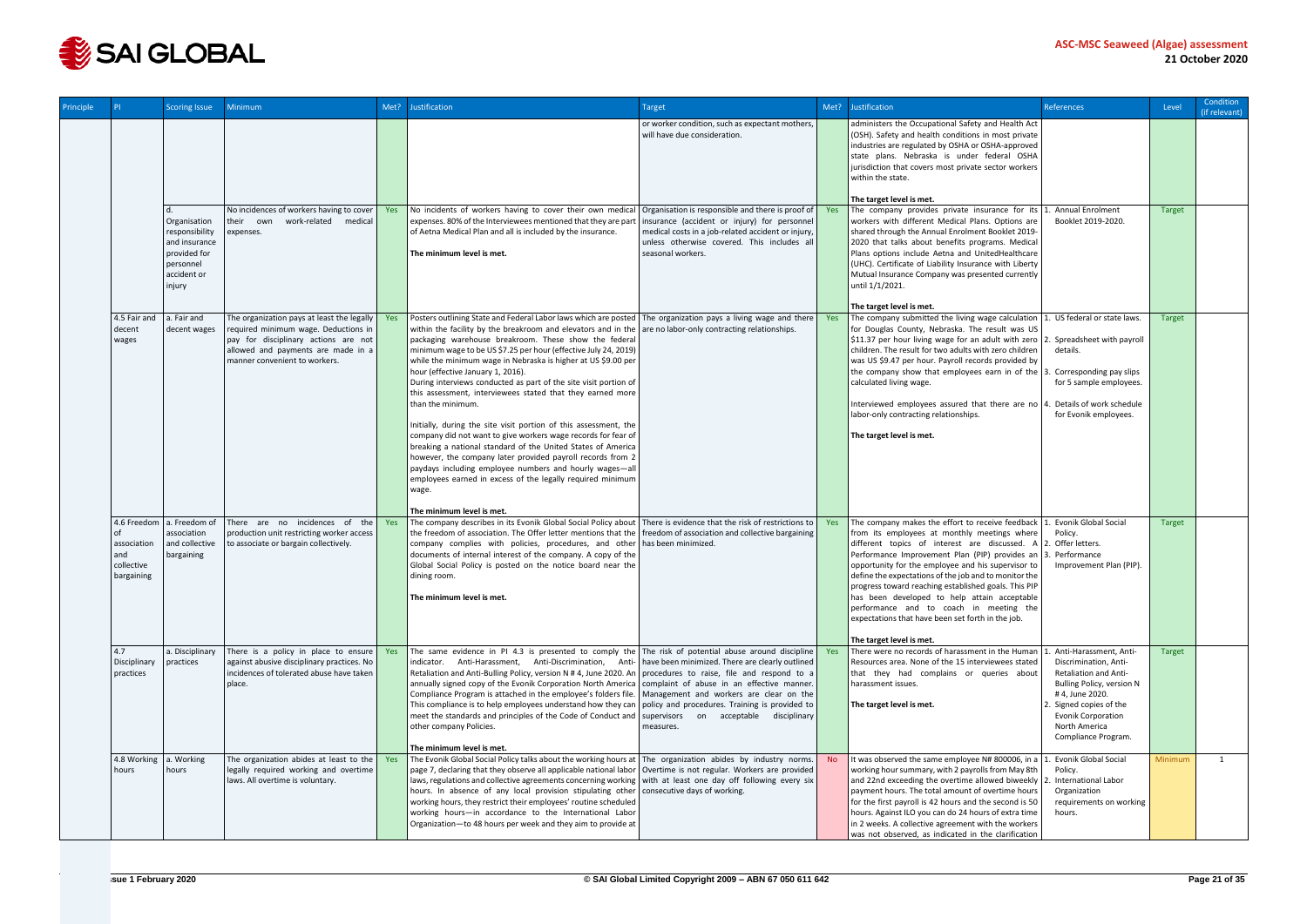| Principle | PI | Scoring Issue | Minimum | Met? | Justification | Target | Met? | Justification | References | Level | Condition (if relevant) |
|---|---|---|---|---|---|---|---|---|---|---|---|
| | | | | | | or worker condition, such as expectant mothers, will have due consideration. | | administers the Occupational Safety and Health Act (OSH). Safety and health conditions in most private industries are regulated by OSHA or OSHA-approved state plans. Nebraska is under federal OSHA jurisdiction that covers most private sector workers within the state.<br><br>**The target level is met.** | | | |
| | | d. Organisation responsibility and insurance provided for personnel accident or injury | No incidences of workers having to cover their own work-related medical expenses. | Yes | No incidents of workers having to cover their own medical expenses. 80% of the Interviewees mentioned that they are part of Aetna Medical Plan and all is included by the insurance.<br><br>**The minimum level is met.** | Organisation is responsible and there is proof of insurance (accident or injury) for personnel medical costs in a job-related accident or injury, unless otherwise covered. This includes all seasonal workers. | Yes | The company provides private insurance for its workers with different Medical Plans. Options are shared through the Annual Enrolment Booklet 2019-2020 that talks about benefits programs. Medical Plans options include Aetna and UnitedHealthcare (UHC). Certificate of Liability Insurance with Liberty Mutual Insurance Company was presented currently until 1/1/2021.<br><br>**The target level is met.** | 1. Annual Enrolment Booklet 2019-2020. | Target | |
| | 4.5 Fair and decent wages | a. Fair and decent wages | The organization pays at least the legally required minimum wage. Deductions in pay for disciplinary actions are not allowed and payments are made in a manner convenient to workers. | Yes | Posters outlining State and Federal Labor laws which are posted within the facility by the breakroom and elevators and in the packaging warehouse breakroom. These show the federal minimum wage to be US $7.25 per hour (effective July 24, 2019) while the minimum wage in Nebraska is higher at US $9.00 per hour (effective January 1, 2016).<br>During interviews conducted as part of the site visit portion of this assessment, interviewees stated that they earned more than the minimum.<br><br>Initially, during the site visit portion of this assessment, the company did not want to give workers wage records for fear of breaking a national standard of the United States of America however, the company later provided payroll records from 2 paydays including employee numbers and hourly wages—all employees earned in excess of the legally required minimum wage.<br><br>**The minimum level is met.** | The organization pays a living wage and there are no labor-only contracting relationships. | Yes | The company submitted the living wage calculation for Douglas County, Nebraska. The result was US $11.37 per hour living wage for an adult with zero children. The result for two adults with zero children was US $9.47 per hour. Payroll records provided by the company show that employees earn in of the calculated living wage.<br><br>Interviewed employees assured that there are no labor-only contracting relationships.<br><br>**The target level is met.** | 1. US federal or state laws.<br>2. Spreadsheet with payroll details.<br>3. Corresponding pay slips for 5 sample employees.<br>4. Details of work schedule for Evonik employees. | Target | |
| | 4.6 Freedom of association and collective bargaining | a. Freedom of association and collective bargaining | There are no incidences of the production unit restricting worker access to associate or bargain collectively. | Yes | The company describes in its Evonik Global Social Policy about the freedom of association. The Offer letter mentions that the company complies with policies, procedures, and other documents of internal interest of the company. A copy of the Global Social Policy is posted on the notice board near the dining room.<br><br>**The minimum level is met.** | There is evidence that the risk of restrictions to freedom of association and collective bargaining has been minimized. | Yes | The company makes the effort to receive feedback from its employees at monthly meetings where different topics of interest are discussed. A Performance Improvement Plan (PIP) provides an opportunity for the employee and his supervisor to define the expectations of the job and to monitor the progress toward reaching established goals. This PIP has been developed to help attain acceptable performance and to coach in meeting the expectations that have been set forth in the job.<br><br>**The target level is met.** | 1. Evonik Global Social Policy.<br>2. Offer letters.<br>3. Performance Improvement Plan (PIP). | Target | |
| | 4.7 Disciplinary practices | a. Disciplinary practices | There is a policy in place to ensure against abusive disciplinary practices. No incidences of tolerated abuse have taken place. | Yes | The same evidence in PI 4.3 is presented to comply the indicator. Anti-Harassment, Anti-Discrimination, Anti-Retaliation and Anti-Bulling Policy, version N # 4, June 2020. An annually signed copy of the Evonik Corporation North America Compliance Program is attached in the employee's folders file. This compliance is to help employees understand how they can meet the standards and principles of the Code of Conduct and other company Policies.<br><br>**The minimum level is met.** | The risk of potential abuse around discipline have been minimized. There are clearly outlined procedures to raise, file and respond to a complaint of abuse in an effective manner. Management and workers are clear on the policy and procedures. Training is provided to supervisors on acceptable disciplinary measures. | Yes | There were no records of harassment in the Human Resources area. None of the 15 interviewees stated that they had complains or queries about harassment issues.<br><br>**The target level is met.** | 1. Anti-Harassment, Anti-Discrimination, Anti-Retaliation and Anti-Bulling Policy, version N # 4, June 2020.<br>2. Signed copies of the Evonik Corporation North America Compliance Program. | Target | |
| | 4.8 Working hours | a. Working hours | The organization abides at least to the legally required working and overtime laws. All overtime is voluntary. | Yes | The Evonik Global Social Policy talks about the working hours at page 7, declaring that they observe all applicable national labor laws, regulations and collective agreements concerning working hours. In absence of any local provision stipulating other working hours, they restrict their employees' routine scheduled working hours—in accordance to the International Labor Organization—to 48 hours per week and they aim to provide at | The organization abides by industry norms. Overtime is not regular. Workers are provided with at least one day off following every six consecutive days of working. | No | It was observed the same employee N# 800006, in a working hour summary, with 2 payrolls from May 8th and 22nd exceeding the overtime allowed biweekly payment hours. The total amount of overtime hours for the first payroll is 42 hours and the second is 50 hours. Against ILO you can do 24 hours of extra time in 2 weeks. A collective agreement with the workers was not observed, as indicated in the clarification | 1. Evonik Global Social Policy.<br>2. International Labor Organization requirements on working hours. | Minimum | 1 |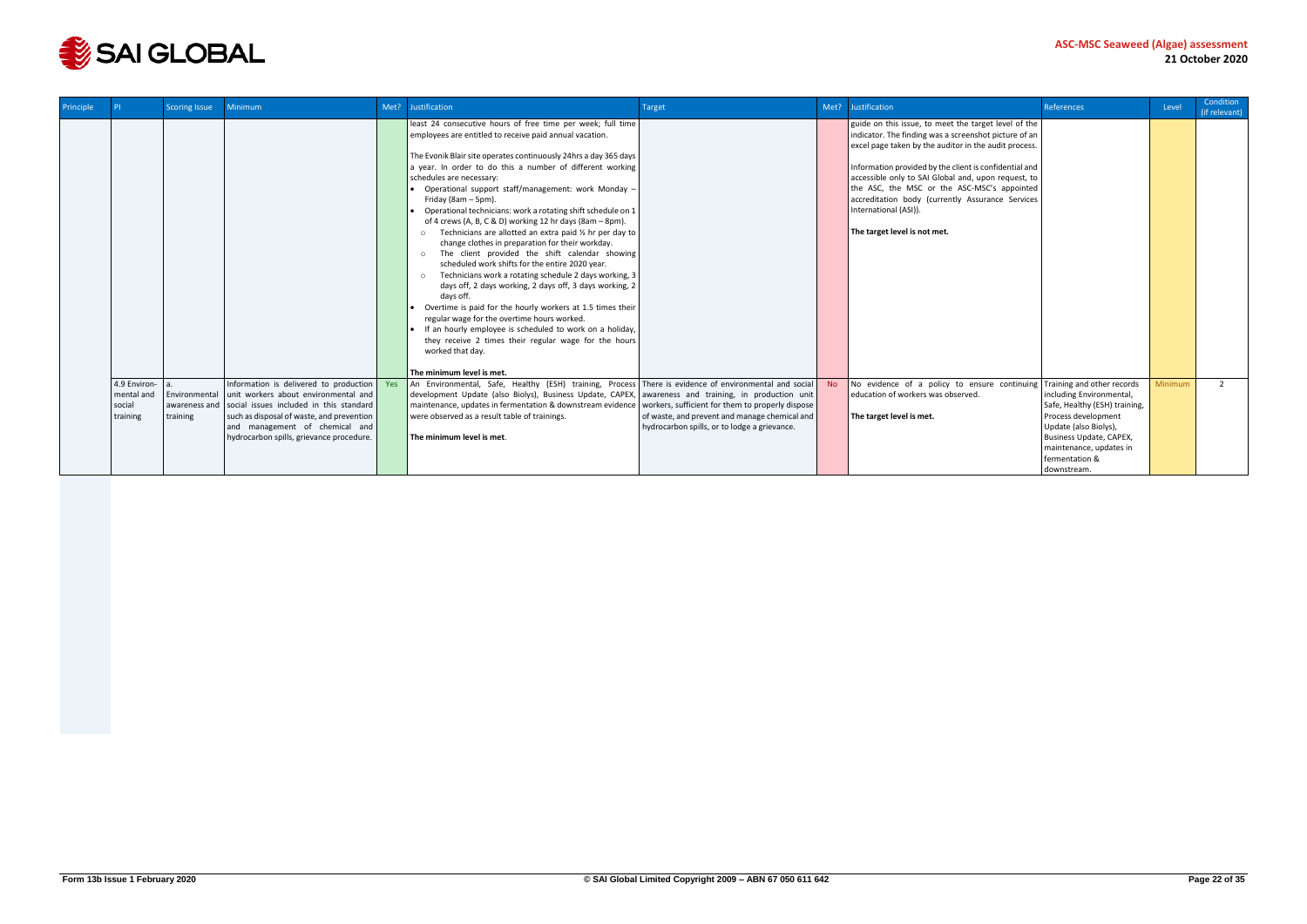| Principle | PI | Scoring Issue | Minimum | Met? | Justification | Target | Met? | Justification | References | Level | Condition (if relevant) |
|---|---|---|---|---|---|---|---|---|---|---|---|
| | | | | | least 24 consecutive hours of free time per week; full time employees are entitled to receive paid annual vacation.<br><br>The Evonik Blair site operates continuously 24hrs a day 365 days a year. In order to do this a number of different working schedules are necessary:<br>• Operational support staff/management: work Monday – Friday (8am – 5pm).<br>• Operational technicians: work a rotating shift schedule on 1 of 4 crews (A, B, C & D) working 12 hr days (8am – 8pm).<br>○ Technicians are allotted an extra paid ½ hr per day to change clothes in preparation for their workday.<br>○ The client provided the shift calendar showing scheduled work shifts for the entire 2020 year.<br>○ Technicians work a rotating schedule 2 days working, 3 days off, 2 days working, 2 days off, 3 days working, 2 days off.<br>• Overtime is paid for the hourly workers at 1.5 times their regular wage for the overtime hours worked.<br>• If an hourly employee is scheduled to work on a holiday, they receive 2 times their regular wage for the hours worked that day.<br><br>**The minimum level is met.** | | | guide on this issue, to meet the target level of the indicator. The finding was a screenshot picture of an excel page taken by the auditor in the audit process.<br><br>Information provided by the client is confidential and accessible only to SAI Global and, upon request, to the ASC, the MSC or the ASC-MSC's appointed accreditation body (currently Assurance Services International (ASI)).<br><br>**The target level is not met.** | | | |
| | 4.9 Environmental and social training | a. Environmental awareness and training | Information is delivered to production unit workers about environmental and social issues included in this standard such as disposal of waste and prevention and management of chemical and hydrocarbon spills, grievance procedure. | Yes | An Environmental, Safe, Healthy (ESH) training, Process development Update (also Biolys), Business Update, CAPEX, maintenance, updates in fermentation & downstream evidence were observed as a result table of trainings.<br><br>**The minimum level is met**. | There is evidence of environmental and social awareness and training, in production unit workers, sufficient for them to properly dispose of waste, and prevent and manage chemical and hydrocarbon spills, or to lodge a grievance. | No | No evidence of a policy to ensure continuing education of workers was observed.<br><br>**The target level is met.** | Training and other records including Environmental, Safe, Healthy (ESH) training, Process development Update (also Biolys), Business Update, CAPEX, maintenance, updates in fermentation & downstream. | Minimum | 2 |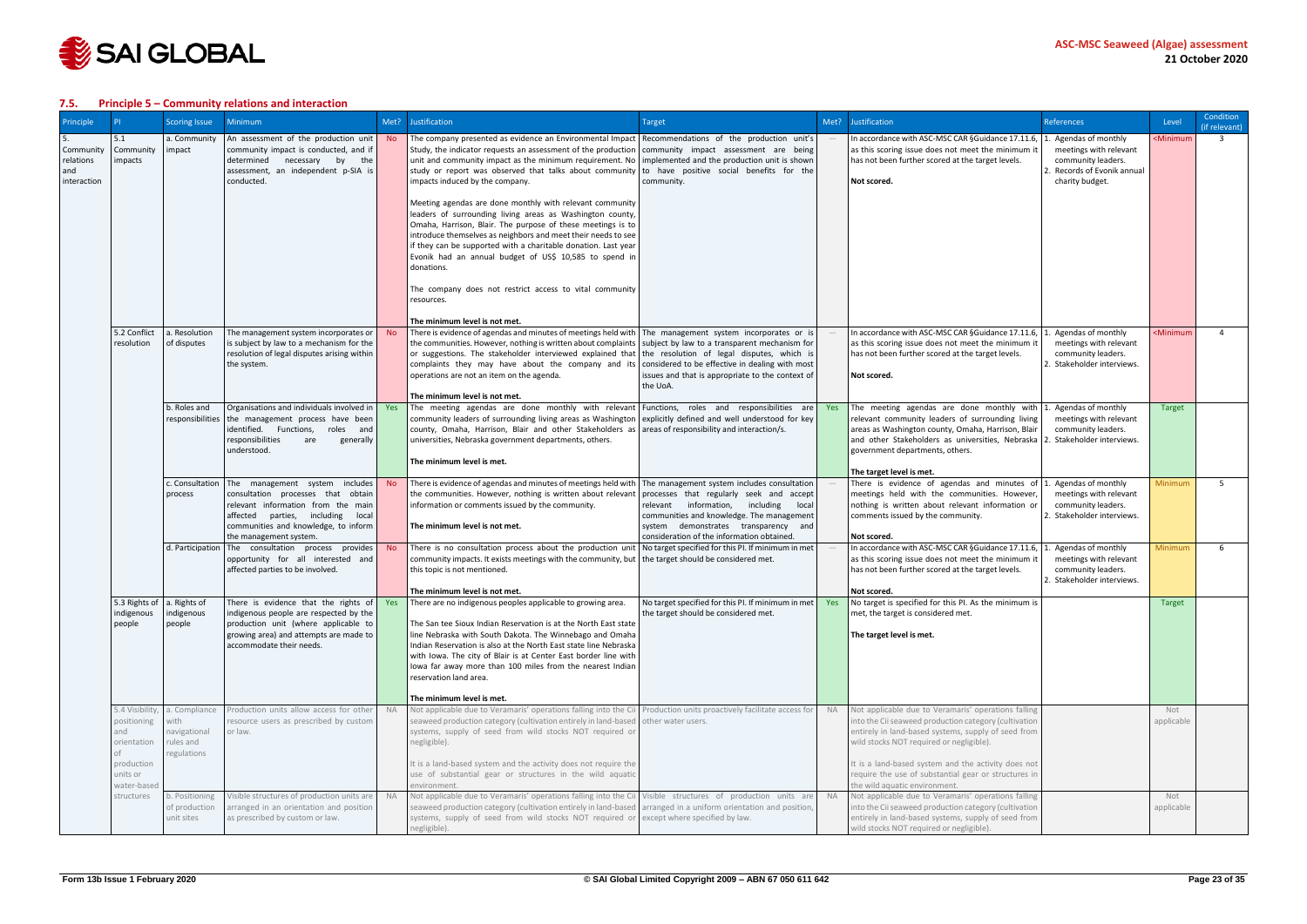## 7.5. Principle 5 – Community relations and interaction

| Principle | PI | Scoring Issue | Minimum | Met? | Justification | Target | Met? | Justification | References | Level | Condition (if relevant) |
|---|---|---|---|---|---|---|---|---|---|---|---|
| 5. Community relations and interaction | 5.1 Community impacts | a. Community impact | An assessment of the production unit community impact is conducted, and if determined necessary by the assessment, an independent p-SIA is conducted. | No | The company presented as evidence an Environmental Impact Study, the indicator requests an assessment of the production unit and community impact as the minimum requirement. No study or report was observed that talks about community impacts induced by the company.<br><br>Meeting agendas are done monthly with relevant community leaders of surrounding living areas as Washington county, Omaha, Harrison, Blair. The purpose of these meetings is to introduce themselves as neighbors and meet their needs to see if they can be supported with a charitable donation. Last year Evonik had an annual budget of US$ 10,585 to spend in donations.<br><br>The company does not restrict access to vital community resources.<br><br>**The minimum level is not met.** | Recommendations of the production unit's community impact assessment are being implemented and the production unit is shown to have positive social benefits for the community. | — | In accordance with ASC-MSC CAR §Guidance 17.11.6, as this scoring issue does not meet the minimum it has not been further scored at the target levels.<br><br>**Not scored.** | 1. Agendas of monthly meetings with relevant community leaders.<br>2. Records of Evonik annual charity budget. | <Minimum | 3 |
| | 5.2 Conflict resolution | a. Resolution of disputes | The management system incorporates or is subject by law to a mechanism for the resolution of legal disputes arising within the system. | No | There is evidence of agendas and minutes of meetings held with the communities. However, nothing is written about complaints or suggestions. The stakeholder interviewed explained that complaints they may have about the company and its operations are not an item on the agenda.<br><br>**The minimum level is not met.** | The management system incorporates or is subject by law to a transparent mechanism for the resolution of legal disputes, which is considered to be effective in dealing with most issues and that is appropriate to the context of the UoA. | — | In accordance with ASC-MSC CAR §Guidance 17.11.6, as this scoring issue does not meet the minimum it has not been further scored at the target levels.<br><br>**Not scored.** | 1. Agendas of monthly meetings with relevant community leaders.<br>2. Stakeholder interviews. | <Minimum | 4 |
| | | b. Roles and responsibilities | Organisations and individuals involved in the management process have been identified. Functions, roles and responsibilities are generally understood. | Yes | The meeting agendas are done monthly with relevant community leaders of surrounding living areas as Washington county, Omaha, Harrison, Blair and other Stakeholders as universities, Nebraska government departments, others.<br><br>**The minimum level is met.** | Functions, roles and responsibilities are explicitly defined and well understood for key areas of responsibility and interaction/s. | Yes | The meeting agendas are done monthly with relevant community leaders of surrounding living areas as Washington county, Omaha, Harrison, Blair and other Stakeholders as universities, Nebraska government departments, others.<br><br>**The target level is met.** | 1. Agendas of monthly meetings with relevant community leaders.<br>2. Stakeholder interviews. | Target | |
| | | c. Consultation process | The management system includes consultation processes that obtain relevant information from the main affected parties, including local communities and knowledge, to inform the management system. | No | There is evidence of agendas and minutes of meetings held with the communities. However, nothing is written about relevant information or comments issued by the community.<br><br>**The minimum level is not met.** | The management system includes consultation processes that regularly seek and accept relevant information, including local communities and knowledge. The management system demonstrates transparency and consideration of the information obtained. | — | There is evidence of agendas and minutes of meetings held with the communities. However, nothing is written about relevant information or comments issued by the community.<br><br>**Not scored.** | 1. Agendas of monthly meetings with relevant community leaders.<br>2. Stakeholder interviews. | Minimum | 5 |
| | | d. Participation | The consultation process provides opportunity for all interested and affected parties to be involved. | No | There is no consultation process about the production unit community impacts. It exists meetings with the community, but this topic is not mentioned.<br><br>**The minimum level is not met.** | No target specified for this PI. If minimum in met the target should be considered met. | — | In accordance with ASC-MSC CAR §Guidance 17.11.6, as this scoring issue does not meet the minimum it has not been further scored at the target levels.<br><br>**Not scored.** | 1. Agendas of monthly meetings with relevant community leaders.<br>2. Stakeholder interviews. | Minimum | 6 |
| | 5.3 Rights of indigenous people | a. Rights of indigenous people | There is evidence that the rights of indigenous people are respected by the production unit (where applicable to growing area) and attempts are made to accommodate their needs. | Yes | There are no indigenous peoples applicable to growing area.<br><br>The San tee Sioux Indian Reservation is at the North East state line Nebraska with South Dakota. The Winnebago and Omaha Indian Reservation is also at the North East state line Nebraska with Iowa. The city of Blair is at Center East border line with Iowa far away more than 100 miles from the nearest Indian reservation land area.<br><br>**The minimum level is met.** | No target specified for this PI. If minimum in met the target should be considered met. | Yes | No target is specified for this PI. As the minimum is met, the target is considered met.<br><br>**The target level is met.** | | Target | |
| | 5.4 Visibility, positioning and orientation of production units or water-based structures | a. Compliance with navigational rules and regulations | Production units allow access for other resource users as prescribed by custom or law. | NA | Not applicable due to Veramaris' operations falling into the Cii seaweed production category (cultivation entirely in land-based systems, supply of seed from wild stocks NOT required or negligible).<br><br>It is a land-based system and the activity does not require the use of substantial gear or structures in the wild aquatic environment. | Production units proactively facilitate access for other water users. | NA | Not applicable due to Veramaris' operations falling into the Cii seaweed production category (cultivation entirely in land-based systems, supply of seed from wild stocks NOT required or negligible).<br><br>It is a land-based system and the activity does not require the use of substantial gear or structures in the wild aquatic environment. | | Not applicable | |
| | | b. Positioning of production unit sites | Visible structures of production units are arranged in an orientation and position as prescribed by custom or law. | NA | Not applicable due to Veramaris' operations falling into the Cii seaweed production category (cultivation entirely in land-based systems, supply of seed from wild stocks NOT required or negligible). | Visible structures of production units are arranged in a uniform orientation and position, except where specified by law. | NA | Not applicable due to Veramaris' operations falling into the Cii seaweed production category (cultivation entirely in land-based systems, supply of seed from wild stocks NOT required or negligible). | | Not applicable | |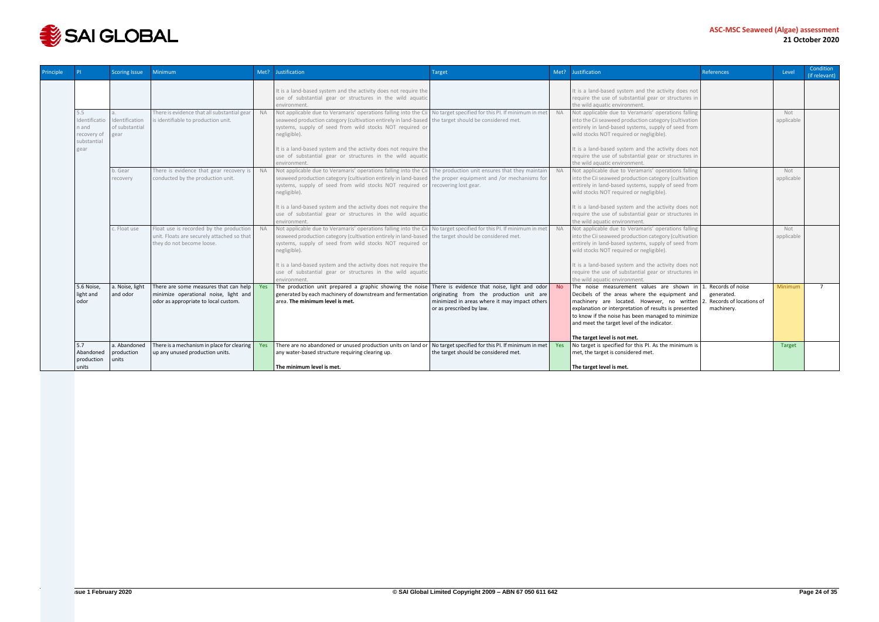| Principle | PI | Scoring Issue | Minimum | Met? | Justification | Target | Met? | Justification | References | Level | Condition (if relevant) |
|---|---|---|---|---|---|---|---|---|---|---|---|
| | | | | | It is a land-based system and the activity does not require the use of substantial gear or structures in the wild aquatic environment. | | | It is a land-based system and the activity does not require the use of substantial gear or structures in the wild aquatic environment. | | | |
| | 5.5 Identification and recovery of substantial gear | a. Identification of substantial gear | There is evidence that all substantial gear is identifiable to production unit. | NA | Not applicable due to Veramaris' operations falling into the Cii seaweed production category (cultivation entirely in land-based systems, supply of seed from wild stocks NOT required or negligible).<br><br>It is a land-based system and the activity does not require the use of substantial gear or structures in the wild aquatic environment. | No target specified for this PI. If minimum in met the target should be considered met. | NA | Not applicable due to Veramaris' operations falling into the Cii seaweed production category (cultivation entirely in land-based systems, supply of seed from wild stocks NOT required or negligible).<br><br>It is a land-based system and the activity does not require the use of substantial gear or structures in the wild aquatic environment. | | Not applicable | |
| | | b. Gear recovery | There is evidence that gear recovery is conducted by the production unit. | NA | Not applicable due to Veramaris' operations falling into the Cii seaweed production category (cultivation entirely in land-based systems, supply of seed from wild stocks NOT required or negligible).<br><br>It is a land-based system and the activity does not require the use of substantial gear or structures in the wild aquatic environment. | The production unit ensures that they maintain the proper equipment and /or mechanisms for recovering lost gear. | NA | Not applicable due to Veramaris' operations falling into the Cii seaweed production category (cultivation entirely in land-based systems, supply of seed from wild stocks NOT required or negligible).<br><br>It is a land-based system and the activity does not require the use of substantial gear or structures in the wild aquatic environment. | | Not applicable | |
| | | c. Float use | Float use is recorded by the production unit. Floats are securely attached so that they do not become loose. | NA | Not applicable due to Veramaris' operations falling into the Cii seaweed production category (cultivation entirely in land-based systems, supply of seed from wild stocks NOT required or negligible).<br><br>It is a land-based system and the activity does not require the use of substantial gear or structures in the wild aquatic environment. | No target specified for this PI. If minimum in met the target should be considered met. | NA | Not applicable due to Veramaris' operations falling into the Cii seaweed production category (cultivation entirely in land-based systems, supply of seed from wild stocks NOT required or negligible).<br><br>It is a land-based system and the activity does not require the use of substantial gear or structures in the wild aquatic environment. | | Not applicable | |
| | 5.6 Noise, light and odor | a. Noise, light and odor | There are some measures that can help minimize operational noise, light and odor as appropriate to local custom. | Yes | The production unit prepared a graphic showing the noise generated by each machinery of downstream and fermentation area. **The minimum level is met.** | There is evidence that noise, light and odor originating from the production unit are minimized in areas where it may impact others or as prescribed by law. | No | The noise measurement values are shown in Decibels of the areas where the equipment and machinery are located. However, no written explanation or interpretation of results is presented to know if the noise has been managed to minimize and meet the target level of the indicator.<br><br>**The target level is not met.** | 1. Records of noise generated.<br>2. Records of locations of machinery. | Minimum | 7 |
| | 5.7 Abandoned production units | a. Abandoned production units | There is a mechanism in place for clearing up any unused production units. | Yes | There are no abandoned or unused production units on land or any water-based structure requiring clearing up.<br><br>**The minimum level is met.** | No target specified for this PI. If minimum in met the target should be considered met. | Yes | No target is specified for this PI. As the minimum is met, the target is considered met.<br><br>**The target level is met.** | | Target | |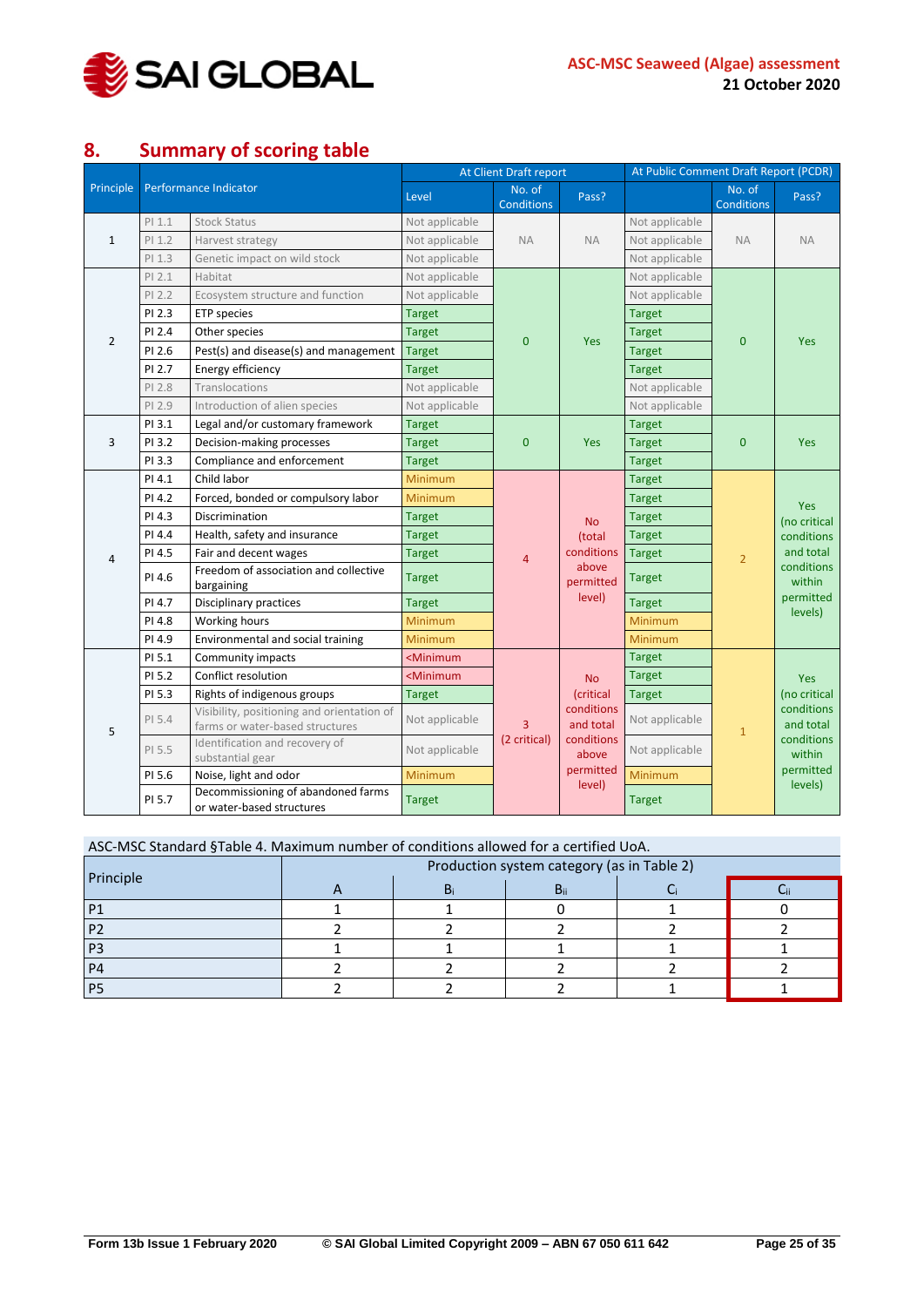## 8. Summary of scoring table

| Principle | Performance Indicator | | At Client Draft report | | | At Public Comment Draft Report (PCDR) | | |
|---|---|---|---|---|---|---|---|---|
| | | | Level | No. of Conditions | Pass? | | No. of Conditions | Pass? |
| 1 | PI 1.1 | Stock Status | Not applicable | NA | NA | Not applicable | NA | NA |
| | PI 1.2 | Harvest strategy | Not applicable | | | Not applicable | | |
| | PI 1.3 | Genetic impact on wild stock | Not applicable | | | Not applicable | | |
| 2 | PI 2.1 | Habitat | Not applicable | 0 | Yes | Not applicable | 0 | Yes |
| | PI 2.2 | Ecosystem structure and function | Not applicable | | | Not applicable | | |
| | PI 2.3 | ETP species | Target | | | Target | | |
| | PI 2.4 | Other species | Target | | | Target | | |
| | PI 2.6 | Pest(s) and disease(s) and management | Target | | | Target | | |
| | PI 2.7 | Energy efficiency | Target | | | Target | | |
| | PI 2.8 | Translocations | Not applicable | | | Not applicable | | |
| | PI 2.9 | Introduction of alien species | Not applicable | | | Not applicable | | |
| 3 | PI 3.1 | Legal and/or customary framework | Target | 0 | Yes | Target | 0 | Yes |
| | PI 3.2 | Decision-making processes | Target | | | Target | | |
| | PI 3.3 | Compliance and enforcement | Target | | | Target | | |
| 4 | PI 4.1 | Child labor | Minimum | 4 | No (total conditions above permitted level) | Target | 2 | Yes (no critical conditions and total conditions within permitted levels) |
| | PI 4.2 | Forced, bonded or compulsory labor | Minimum | | | Target | | |
| | PI 4.3 | Discrimination | Target | | | Target | | |
| | PI 4.4 | Health, safety and insurance | Target | | | Target | | |
| | PI 4.5 | Fair and decent wages | Target | | | Target | | |
| | PI 4.6 | Freedom of association and collective bargaining | Target | | | Target | | |
| | PI 4.7 | Disciplinary practices | Target | | | Target | | |
| | PI 4.8 | Working hours | Minimum | | | Minimum | | |
| | PI 4.9 | Environmental and social training | Minimum | | | Minimum | | |
| 5 | PI 5.1 | Community impacts | <Minimum | 3 (2 critical) | No (critical conditions and total conditions above permitted level) | Target | 1 | Yes (no critical conditions and total conditions within permitted levels) |
| | PI 5.2 | Conflict resolution | <Minimum | | | Target | | |
| | PI 5.3 | Rights of indigenous groups | Target | | | Target | | |
| | PI 5.4 | Visibility, positioning and orientation of farms or water-based structures | Not applicable | | | Not applicable | | |
| | PI 5.5 | Identification and recovery of substantial gear | Not applicable | | | Not applicable | | |
| | PI 5.6 | Noise, light and odor | Minimum | | | Minimum | | |
| | PI 5.7 | Decommissioning of abandoned farms or water-based structures | Target | | | Target | | |

ASC-MSC Standard §Table 4. Maximum number of conditions allowed for a certified UoA.

| Principle | Production system category (as in Table 2) | | | | |
|---|---|---|---|---|---|
| | A | $B_i$ | $B_{ii}$ | $C_i$ | $C_{ii}$ |
| P1 | 1 | 1 | 0 | 1 | 0 |
| P2 | 2 | 2 | 2 | 2 | 2 |
| P3 | 1 | 1 | 1 | 1 | 1 |
| P4 | 2 | 2 | 2 | 2 | 2 |
| P5 | 2 | 2 | 2 | 1 | 1 |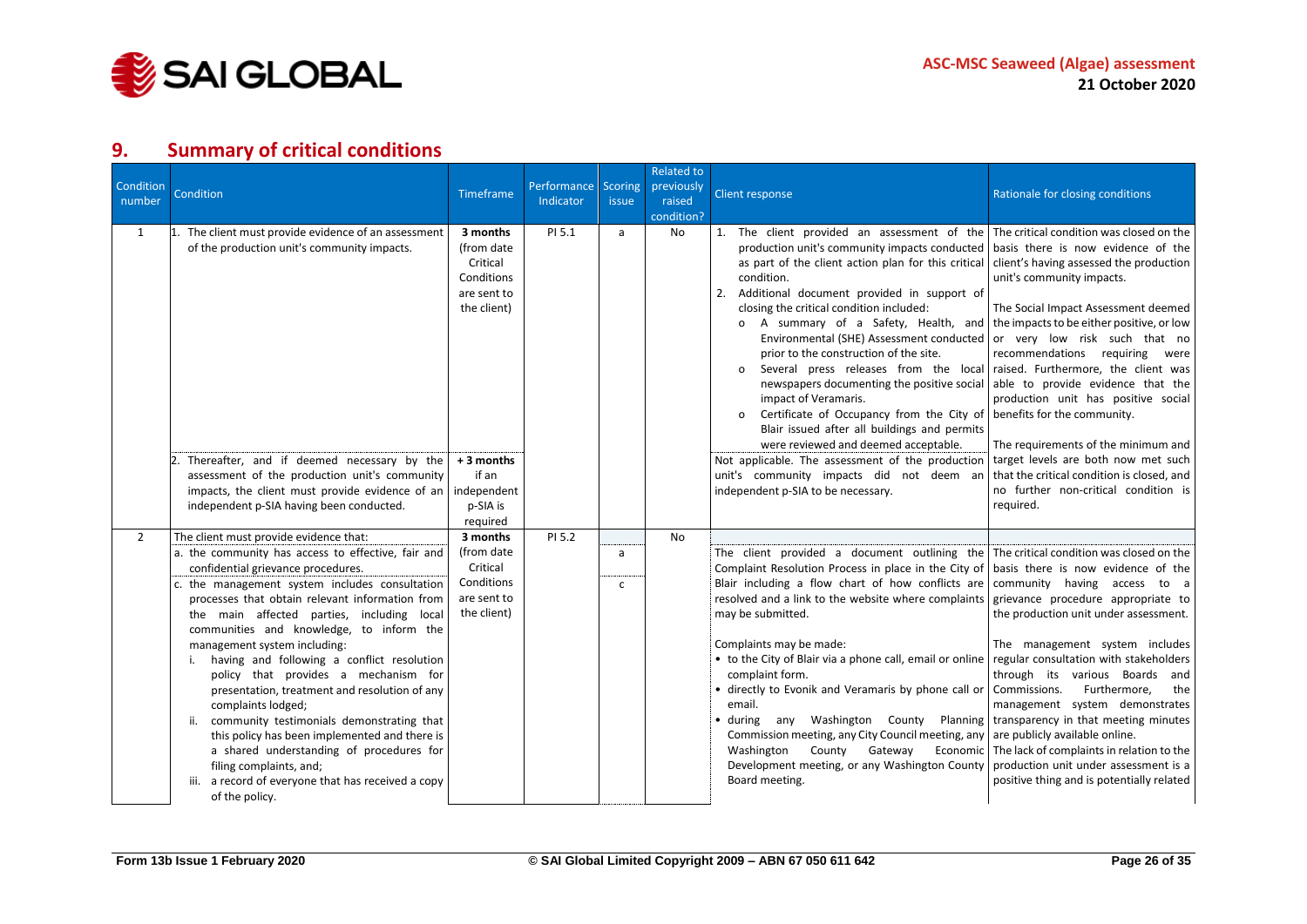## 9. Summary of critical conditions

| Condition number | Condition | Timeframe | Performance Indicator | Scoring issue | Related to previously raised condition? | Client response | Rationale for closing conditions |
|---|---|---|---|---|---|---|---|
| 1 | 1. The client must provide evidence of an assessment of the production unit's community impacts. | **3 months** (from date Critical Conditions are sent to the client) | PI 5.1 | a | No | 1. The client provided an assessment of the production unit's community impacts conducted as part of the client action plan for this critical condition.<br>2. Additional document provided in support of closing the critical condition included:<br>o A summary of a Safety, Health, and Environmental (SHE) Assessment conducted prior to the construction of the site.<br>o Several press releases from the local newspapers documenting the positive social impact of Veramaris.<br>o Certificate of Occupancy from the City of Blair issued after all buildings and permits were reviewed and deemed acceptable. | The critical condition was closed on the basis there is now evidence of the client's having assessed the production unit's community impacts.<br><br>The Social Impact Assessment deemed the impacts to be either positive, or low or very low risk such that no recommendations requiring were raised. Furthermore, the client was able to provide evidence that the production unit has positive social benefits for the community.<br><br>The requirements of the minimum and target levels are both now met such that the critical condition is closed, and no further non-critical condition is required. |
| | 2. Thereafter, and if deemed necessary by the assessment of the production unit's community impacts, the client must provide evidence of an independent p-SIA having been conducted. | **+ 3 months** if an independent p-SIA is required | | | | Not applicable. The assessment of the production unit's community impacts did not deem an independent p-SIA to be necessary. | |
| 2 | The client must provide evidence that:<br>a. the community has access to effective, fair and confidential grievance procedures.<br>c. the management system includes consultation processes that obtain relevant information from the main affected parties, including local communities and knowledge, to inform the management system including:<br>i. having and following a conflict resolution policy that provides a mechanism for presentation, treatment and resolution of any complaints lodged;<br>ii. community testimonials demonstrating that this policy has been implemented and there is a shared understanding of procedures for filing complaints, and;<br>iii. a record of everyone that has received a copy of the policy. | **3 months** (from date Critical Conditions are sent to the client) | PI 5.2 | a<br>c | No | The client provided a document outlining the Complaint Resolution Process in place in the City of Blair including a flow chart of how conflicts are resolved and a link to the website where complaints may be submitted.<br><br>Complaints may be made:<br>• to the City of Blair via a phone call, email or online complaint form.<br>• directly to Evonik and Veramaris by phone call or email.<br>• during any Washington County Planning Commission meeting, any City Council meeting, any Washington County Gateway Economic Development meeting, or any Washington County Board meeting. | The critical condition was closed on the basis there is now evidence of the community having access to a grievance procedure appropriate to the production unit under assessment.<br><br>The management system includes regular consultation with stakeholders through its various Boards and Commissions. Furthermore, the management system demonstrates transparency in that meeting minutes are publicly available online.<br>The lack of complaints in relation to the production unit under assessment is a positive thing and is potentially related |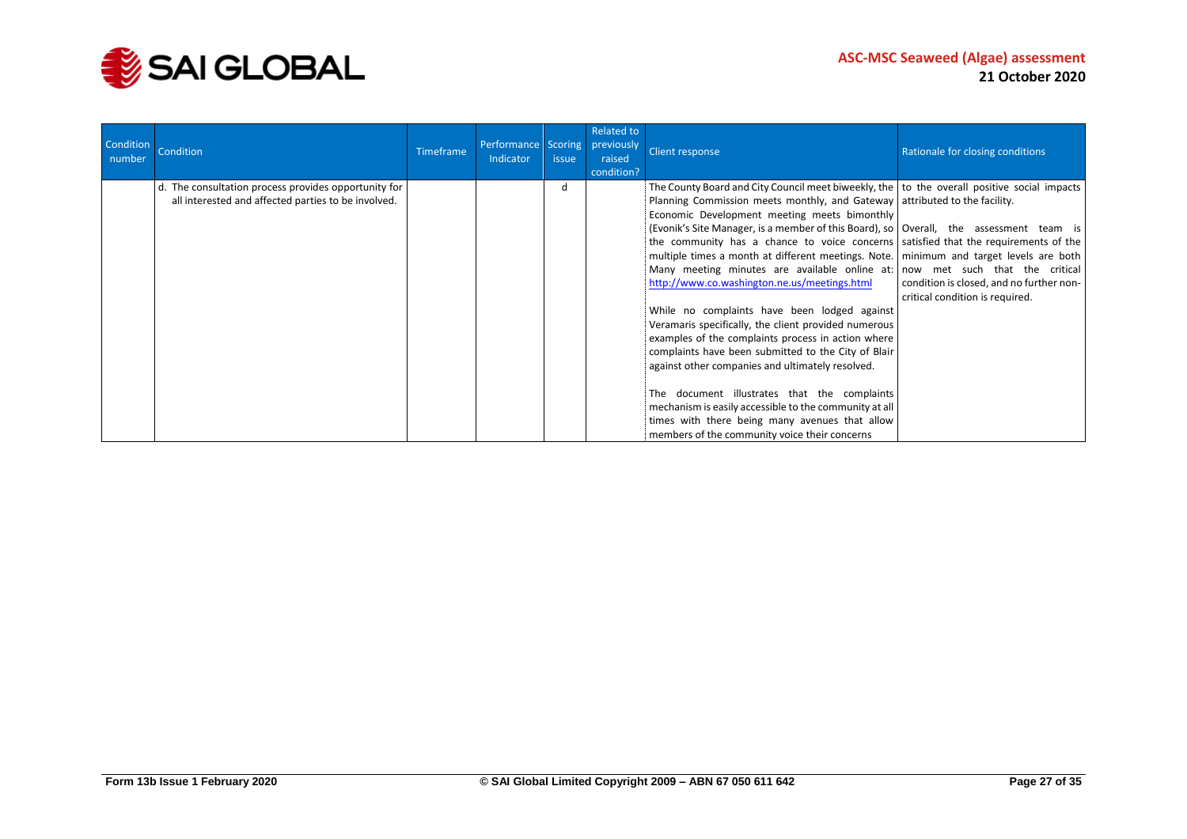| Condition number | Condition | Timeframe | Performance Indicator | Scoring issue | Related to previously raised condition? | Client response | Rationale for closing conditions |
|---|---|---|---|---|---|---|---|
| | d. The consultation process provides opportunity for all interested and affected parties to be involved. | | | d | | The County Board and City Council meet biweekly, the Planning Commission meets monthly, and Gateway Economic Development meeting meets bimonthly (Evonik's Site Manager, is a member of this Board), so the community has a chance to voice concerns multiple times a month at different meetings. Note. Many meeting minutes are available online at: http://www.co.washington.ne.us/meetings.html<br><br>While no complaints have been lodged against Veramaris specifically, the client provided numerous examples of the complaints process in action where complaints have been submitted to the City of Blair against other companies and ultimately resolved.<br><br>The document illustrates that the complaints mechanism is easily accessible to the community at all times with there being many avenues that allow members of the community voice their concerns | to the overall positive social impacts attributed to the facility.<br><br>Overall, the assessment team is satisfied that the requirements of the minimum and target levels are both now met such that the critical condition is closed, and no further non-critical condition is required. |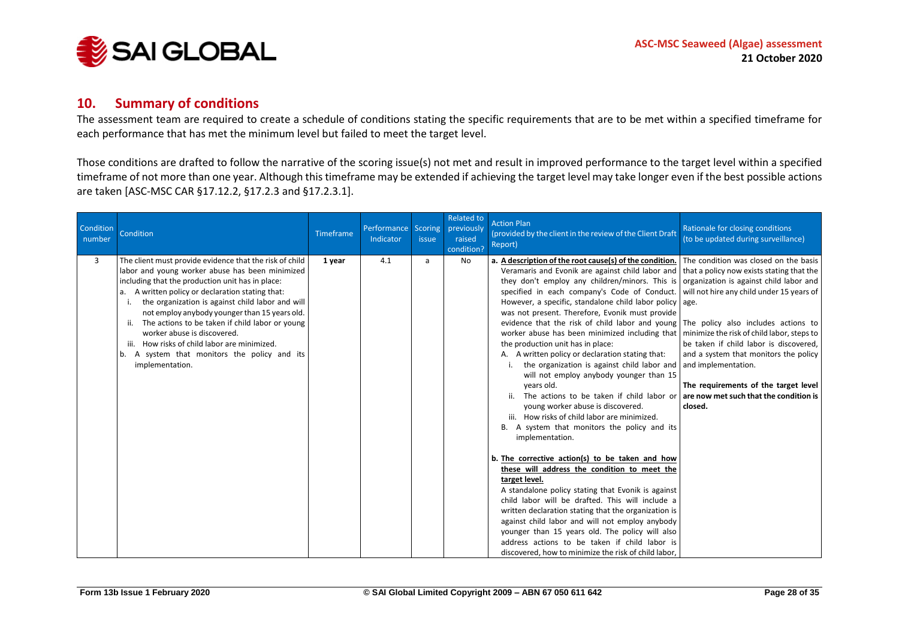## 10. Summary of conditions

The assessment team are required to create a schedule of conditions stating the specific requirements that are to be met within a specified timeframe for each performance that has met the minimum level but failed to meet the target level.

Those conditions are drafted to follow the narrative of the scoring issue(s) not met and result in improved performance to the target level within a specified timeframe of not more than one year. Although this timeframe may be extended if achieving the target level may take longer even if the best possible actions are taken [ASC-MSC CAR §17.12.2, §17.2.3 and §17.2.3.1].

| Condition number | Condition | Timeframe | Performance Indicator | Scoring issue | Related to previously raised condition? | Action Plan (provided by the client in the review of the Client Draft Report) | Rationale for closing conditions (to be updated during surveillance) |
|---|---|---|---|---|---|---|---|
| 3 | The client must provide evidence that the risk of child labor and young worker abuse has been minimized including that the production unit has in place:<br>a. A written policy or declaration stating that:<br>i. the organization is against child labor and will not employ anybody younger than 15 years old.<br>ii. The actions to be taken if child labor or young worker abuse is discovered.<br>iii. How risks of child labor are minimized.<br>b. A system that monitors the policy and its implementation. | **1 year** | 4.1 | a | No | **a. <u>A description of the root cause(s) of the condition.</u>**<br>Veramaris and Evonik are against child labor and they don't employ any children/minors. This is specified in each company's Code of Conduct. However, a specific, standalone child labor policy was not present. Therefore, Evonik must provide evidence that the risk of child labor and young worker abuse has been minimized including that the production unit has in place:<br>A. A written policy or declaration stating that:<br>i. the organization is against child labor and will not employ anybody younger than 15 years old.<br>ii. The actions to be taken if child labor or young worker abuse is discovered.<br>iii. How risks of child labor are minimized.<br>B. A system that monitors the policy and its implementation.<br><br>**b. <u>The corrective action(s) to be taken and how these will address the condition to meet the target level.</u>**<br>A standalone policy stating that Evonik is against child labor will be drafted. This will include a written declaration stating that the organization is against child labor and will not employ anybody younger than 15 years old. The policy will also address actions to be taken if child labor is discovered, how to minimize the risk of child labor, | The condition was closed on the basis that a policy now exists stating that the organization is against child labor and will not hire any child under 15 years of age.<br><br>The policy also includes actions to minimize the risk of child labor, steps to be taken if child labor is discovered, and a system that monitors the policy and implementation.<br><br>**The requirements of the target level are now met such that the condition is closed.** |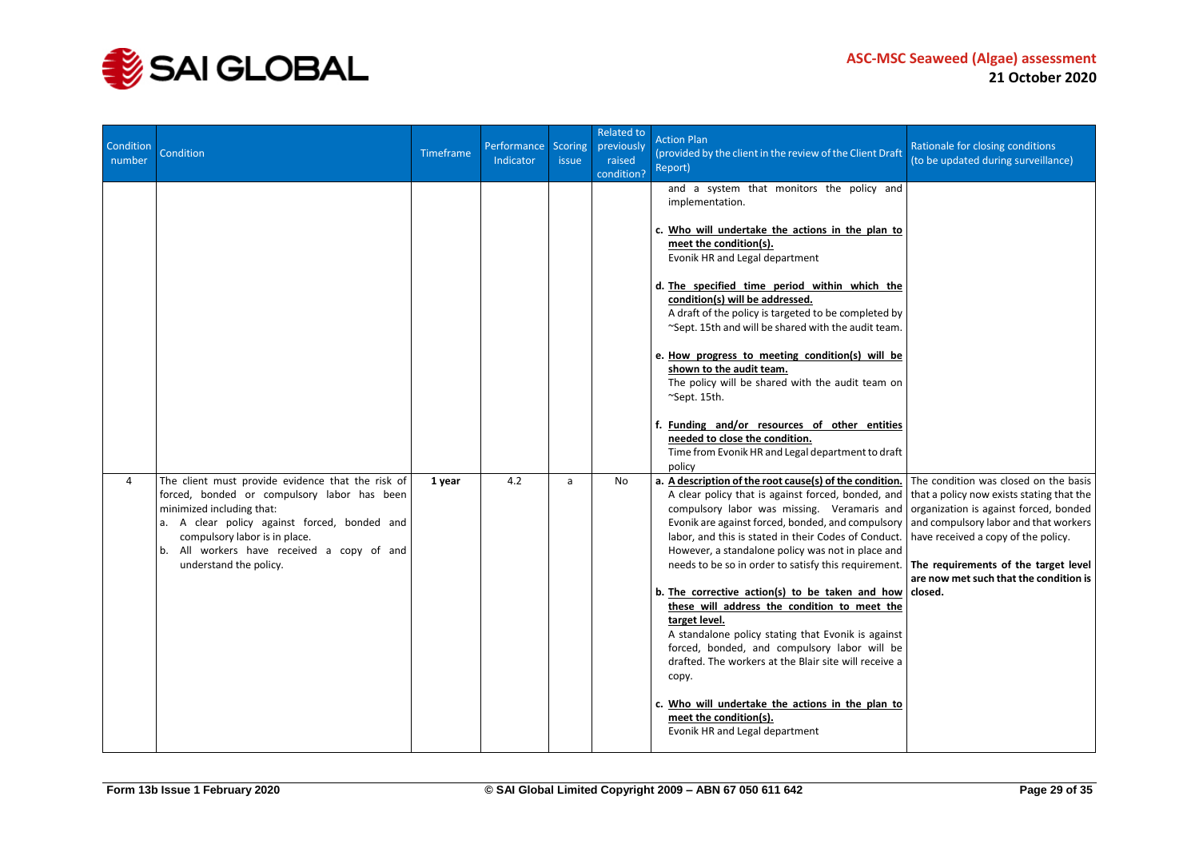| Condition number | Condition | Timeframe | Performance Indicator | Scoring issue | Related to previously raised condition? | Action Plan (provided by the client in the review of the Client Draft Report) | Rationale for closing conditions (to be updated during surveillance) |
|---|---|---|---|---|---|---|---|
| | | | | | | and a system that monitors the policy and implementation.<br><br>c. **Who will undertake the actions in the plan to meet the condition(s).**<br>Evonik HR and Legal department<br><br>d. **The specified time period within which the condition(s) will be addressed.**<br>A draft of the policy is targeted to be completed by ~Sept. 15th and will be shared with the audit team.<br><br>e. **How progress to meeting condition(s) will be shown to the audit team.**<br>The policy will be shared with the audit team on ~Sept. 15th.<br><br>f. **Funding and/or resources of other entities needed to close the condition.**<br>Time from Evonik HR and Legal department to draft policy | |
| 4 | The client must provide evidence that the risk of forced, bonded or compulsory labor has been minimized including that:<br>a. A clear policy against forced, bonded and compulsory labor is in place.<br>b. All workers have received a copy of and understand the policy. | **1 year** | 4.2 | a | No | a. **A description of the root cause(s) of the condition.**<br>A clear policy that is against forced, bonded, and compulsory labor was missing. Veramaris and Evonik are against forced, bonded, and compulsory labor, and this is stated in their Codes of Conduct. However, a standalone policy was not in place and needs to be so in order to satisfy this requirement.<br><br>b. **The corrective action(s) to be taken and how these will address the condition to meet the target level.**<br>A standalone policy stating that Evonik is against forced, bonded, and compulsory labor will be drafted. The workers at the Blair site will receive a copy.<br><br>c. **Who will undertake the actions in the plan to meet the condition(s).**<br>Evonik HR and Legal department | The condition was closed on the basis that a policy now exists stating that the organization is against forced, bonded and compulsory labor and that workers have received a copy of the policy.<br><br>**The requirements of the target level are now met such that the condition is closed.** |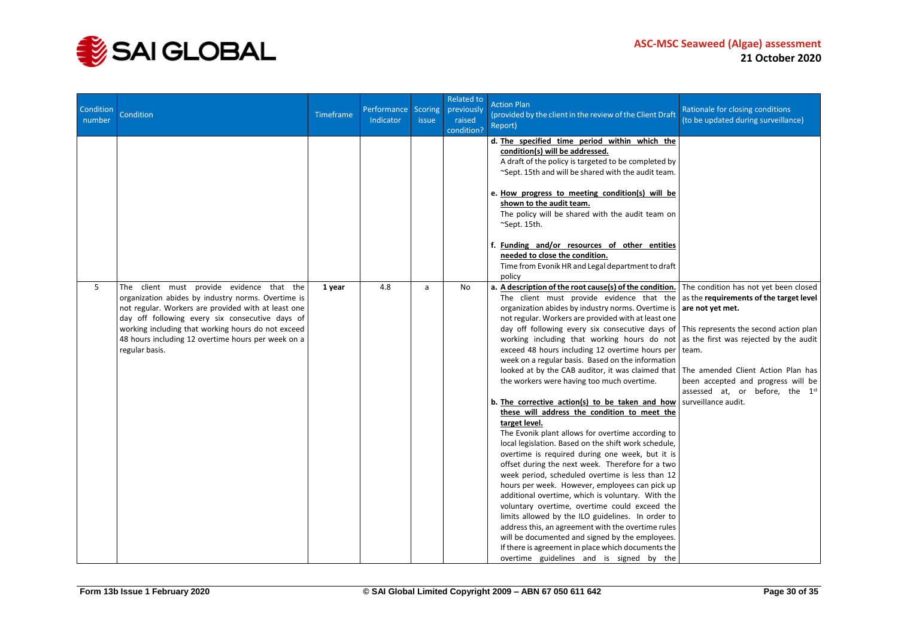| Condition number | Condition | Timeframe | Performance Indicator | Scoring issue | Related to previously raised condition? | Action Plan (provided by the client in the review of the Client Draft Report) | Rationale for closing conditions (to be updated during surveillance) |
|---|---|---|---|---|---|---|---|
| | | | | | | **d. The specified time period within which the condition(s) will be addressed.** A draft of the policy is targeted to be completed by ~Sept. 15th and will be shared with the audit team. **e. How progress to meeting condition(s) will be shown to the audit team.** The policy will be shared with the audit team on ~Sept. 15th. **f. Funding and/or resources of other entities needed to close the condition.** Time from Evonik HR and Legal department to draft policy | |
| 5 | The client must provide evidence that the organization abides by industry norms. Overtime is not regular. Workers are provided with at least one day off following every six consecutive days of working including that working hours do not exceed 48 hours including 12 overtime hours per week on a regular basis. | **1 year** | 4.8 | a | No | **a. A description of the root cause(s) of the condition.** The client must provide evidence that the organization abides by industry norms. Overtime is not regular. Workers are provided with at least one day off following every six consecutive days of working including that working hours do not exceed 48 hours including 12 overtime hours per week on a regular basis. Based on the information looked at by the CAB auditor, it was claimed that the workers were having too much overtime. **b. The corrective action(s) to be taken and how these will address the condition to meet the target level.** The Evonik plant allows for overtime according to local legislation. Based on the shift work schedule, overtime is required during one week, but it is offset during the next week. Therefore for a two week period, scheduled overtime is less than 12 hours per week. However, employees can pick up additional overtime, which is voluntary. With the voluntary overtime, overtime could exceed the limits allowed by the ILO guidelines. In order to address this, an agreement with the overtime rules will be documented and signed by the employees. If there is agreement in place which documents the overtime guidelines and is signed by the | The condition has not yet been closed as the **requirements of the target level are not yet met.** This represents the second action plan as the first was rejected by the audit team. The amended Client Action Plan has been accepted and progress will be assessed at, or before, the 1st surveillance audit. |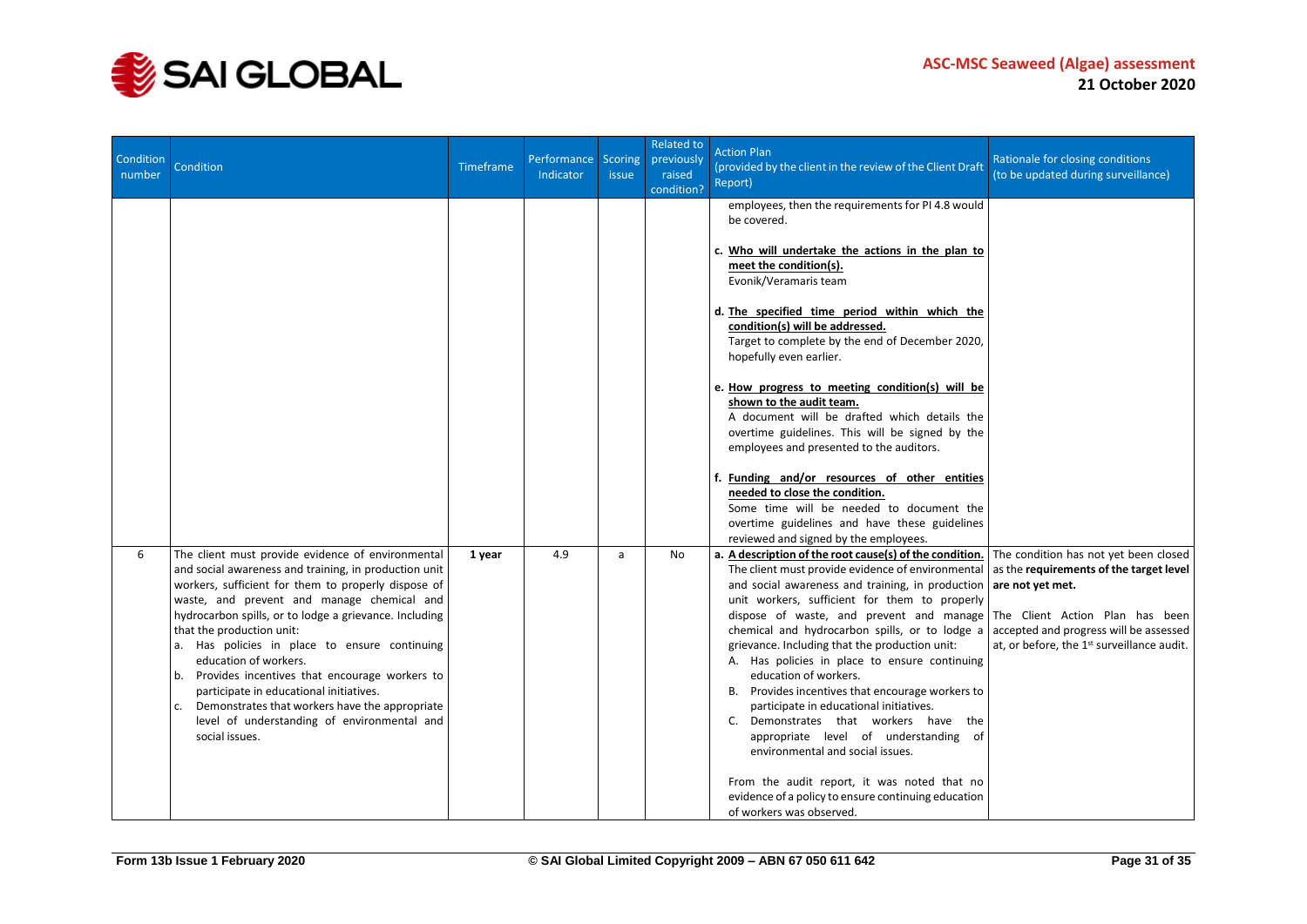| Condition number | Condition | Timeframe | Performance Indicator | Scoring issue | Related to previously raised condition? | Action Plan (provided by the client in the review of the Client Draft Report) | Rationale for closing conditions (to be updated during surveillance) |
|---|---|---|---|---|---|---|---|
| | | | | | | employees, then the requirements for PI 4.8 would be covered.<br><br>c. **<u>Who will undertake the actions in the plan to meet the condition(s).</u>**<br>Evonik/Veramaris team<br><br>d. **<u>The specified time period within which the condition(s) will be addressed.</u>**<br>Target to complete by the end of December 2020, hopefully even earlier.<br><br>e. **<u>How progress to meeting condition(s) will be shown to the audit team.</u>**<br>A document will be drafted which details the overtime guidelines. This will be signed by the employees and presented to the auditors.<br><br>f. **<u>Funding and/or resources of other entities needed to close the condition.</u>**<br>Some time will be needed to document the overtime guidelines and have these guidelines reviewed and signed by the employees. | |
| 6 | The client must provide evidence of environmental and social awareness and training, in production unit workers, sufficient for them to properly dispose of waste, and prevent and manage chemical and hydrocarbon spills, or to lodge a grievance. Including that the production unit:<br>a. Has policies in place to ensure continuing education of workers.<br>b. Provides incentives that encourage workers to participate in educational initiatives.<br>c. Demonstrates that workers have the appropriate level of understanding of environmental and social issues. | **1 year** | 4.9 | a | No | a. **<u>A description of the root cause(s) of the condition.</u>**<br>The client must provide evidence of environmental and social awareness and training, in production unit workers, sufficient for them to properly dispose of waste, and prevent and manage chemical and hydrocarbon spills, or to lodge a grievance. Including that the production unit:<br>A. Has policies in place to ensure continuing education of workers.<br>B. Provides incentives that encourage workers to participate in educational initiatives.<br>C. Demonstrates that workers have the appropriate level of understanding of environmental and social issues.<br><br>From the audit report, it was noted that no evidence of a policy to ensure continuing education of workers was observed. | The condition has not yet been closed as the **requirements of the target level are not yet met.**<br><br>The Client Action Plan has been accepted and progress will be assessed at, or before, the 1st surveillance audit. |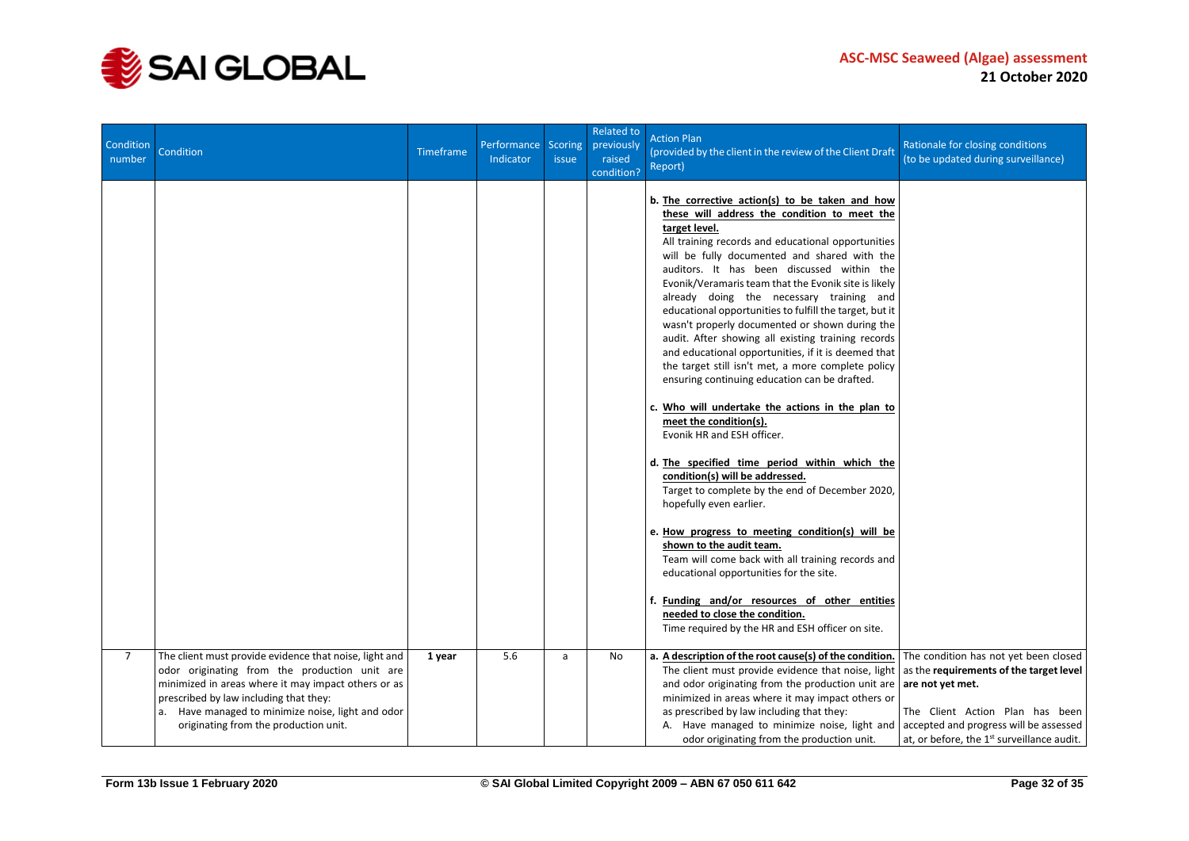| Condition number | Condition | Timeframe | Performance Indicator | Scoring issue | Related to previously raised condition? | Action Plan (provided by the client in the review of the Client Draft Report) | Rationale for closing conditions (to be updated during surveillance) |
|---|---|---|---|---|---|---|---|
| | | | | | | **b. <u>The corrective action(s) to be taken and how these will address the condition to meet the target level.</u>** All training records and educational opportunities will be fully documented and shared with the auditors. It has been discussed within the Evonik/Veramaris team that the Evonik site is likely already doing the necessary training and educational opportunities to fulfill the target, but it wasn't properly documented or shown during the audit. After showing all existing training records and educational opportunities, if it is deemed that the target still isn't met, a more complete policy ensuring continuing education can be drafted.<br><br>**c. <u>Who will undertake the actions in the plan to meet the condition(s).</u>** Evonik HR and ESH officer.<br><br>**d. <u>The specified time period within which the condition(s) will be addressed.</u>** Target to complete by the end of December 2020, hopefully even earlier.<br><br>**e. <u>How progress to meeting condition(s) will be shown to the audit team.</u>** Team will come back with all training records and educational opportunities for the site.<br><br>**f. <u>Funding and/or resources of other entities needed to close the condition.</u>** Time required by the HR and ESH officer on site. | |
| 7 | The client must provide evidence that noise, light and odor originating from the production unit are minimized in areas where it may impact others or as prescribed by law including that they:<br>a. Have managed to minimize noise, light and odor originating from the production unit. | **1 year** | 5.6 | a | No | **a. <u>A description of the root cause(s) of the condition.</u>** The client must provide evidence that noise, light and odor originating from the production unit are minimized in areas where it may impact others or as prescribed by law including that they:<br>A. Have managed to minimize noise, light and odor originating from the production unit. | The condition has not yet been closed as the **requirements of the target level are not yet met.**<br><br>The Client Action Plan has been accepted and progress will be assessed at, or before, the 1st surveillance audit. |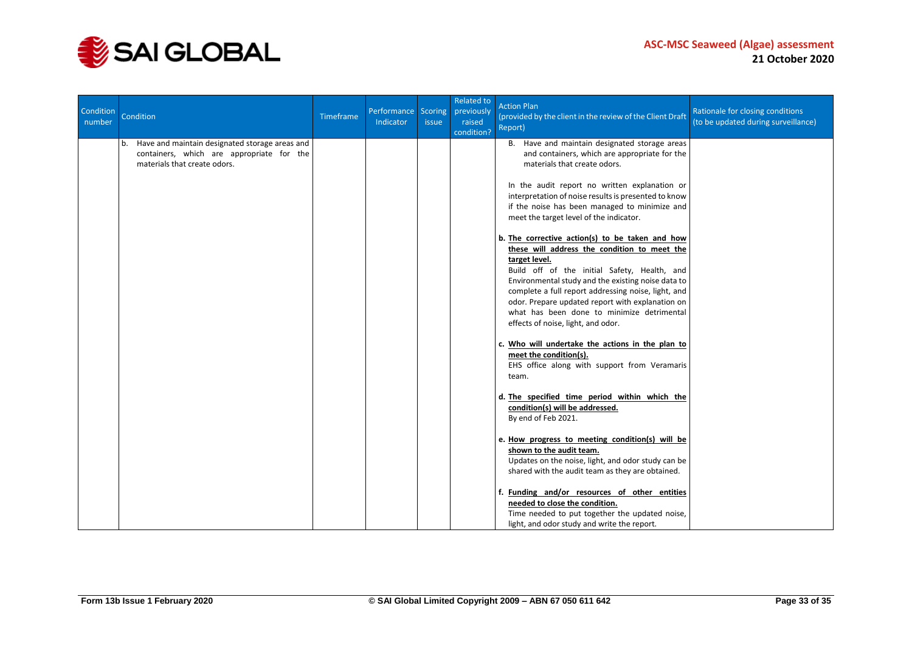| Condition number | Condition | Timeframe | Performance Indicator | Scoring issue | Related to previously raised condition? | Action Plan (provided by the client in the review of the Client Draft Report) | Rationale for closing conditions (to be updated during surveillance) |
|---|---|---|---|---|---|---|---|
| | b. Have and maintain designated storage areas and containers, which are appropriate for the materials that create odors. | | | | | B. Have and maintain designated storage areas and containers, which are appropriate for the materials that create odors.<br><br>In the audit report no written explanation or interpretation of noise results is presented to know if the noise has been managed to minimize and meet the target level of the indicator.<br><br>**b. <u>The corrective action(s) to be taken and how these will address the condition to meet the target level.</u>**<br>Build off of the initial Safety, Health, and Environmental study and the existing noise data to complete a full report addressing noise, light, and odor. Prepare updated report with explanation on what has been done to minimize detrimental effects of noise, light, and odor.<br><br>**c. <u>Who will undertake the actions in the plan to meet the condition(s).</u>**<br>EHS office along with support from Veramaris team.<br><br>**d. <u>The specified time period within which the condition(s) will be addressed.</u>**<br>By end of Feb 2021.<br><br>**e. <u>How progress to meeting condition(s) will be shown to the audit team.</u>**<br>Updates on the noise, light, and odor study can be shared with the audit team as they are obtained.<br><br>**f. <u>Funding and/or resources of other entities needed to close the condition.</u>**<br>Time needed to put together the updated noise, light, and odor study and write the report. | |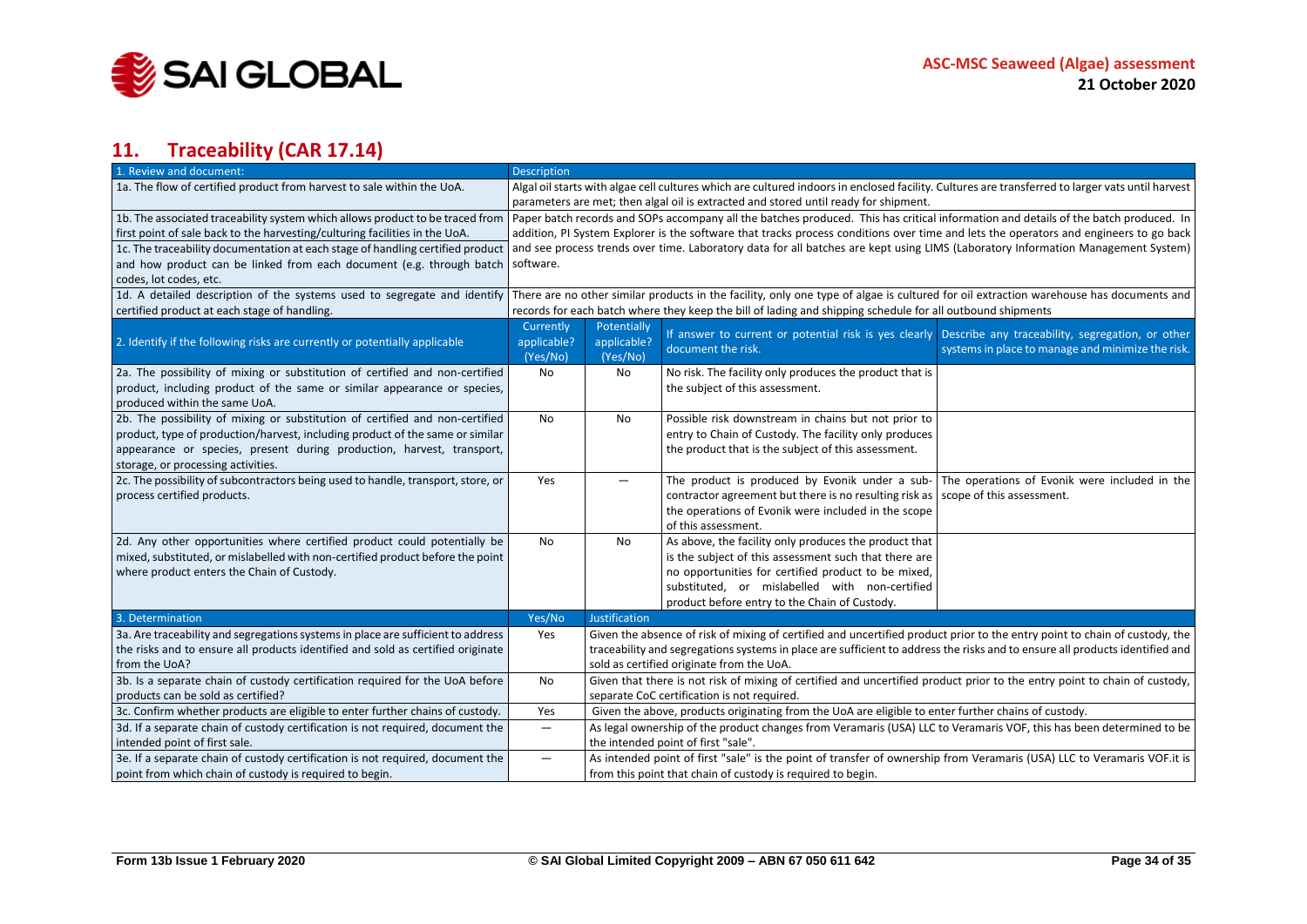## 11. Traceability (CAR 17.14)

| 1. Review and document: | Description | | | |
|---|---|---|---|---|
| 1a. The flow of certified product from harvest to sale within the UoA. | Algal oil starts with algae cell cultures which are cultured indoors in enclosed facility. Cultures are transferred to larger vats until harvest parameters are met; then algal oil is extracted and stored until ready for shipment. | | | |
| 1b. The associated traceability system which allows product to be traced from first point of sale back to the harvesting/culturing facilities in the UoA. 1c. The traceability documentation at each stage of handling certified product and how product can be linked from each document (e.g. through batch codes, lot codes, etc. | Paper batch records and SOPs accompany all the batches produced. This has critical information and details of the batch produced. In addition, PI System Explorer is the software that tracks process conditions over time and lets the operators and engineers to go back and see process trends over time. Laboratory data for all batches are kept using LIMS (Laboratory Information Management System) software. | | | |
| 1d. A detailed description of the systems used to segregate and identify certified product at each stage of handling. | There are no other similar products in the facility, only one type of algae is cultured for oil extraction warehouse has documents and records for each batch where they keep the bill of lading and shipping schedule for all outbound shipments | | | |
| 2. Identify if the following risks are currently or potentially applicable | Currently applicable? (Yes/No) | Potentially applicable? (Yes/No) | If answer to current or potential risk is yes clearly document the risk. | Describe any traceability, segregation, or other systems in place to manage and minimize the risk. |
| 2a. The possibility of mixing or substitution of certified and non-certified product, including product of the same or similar appearance or species, produced within the same UoA. | No | No | No risk. The facility only produces the product that is the subject of this assessment. | |
| 2b. The possibility of mixing or substitution of certified and non-certified product, type of production/harvest, including product of the same or similar appearance or species, present during production, harvest, transport, storage, or processing activities. | No | No | Possible risk downstream in chains but not prior to entry to Chain of Custody. The facility only produces the product that is the subject of this assessment. | |
| 2c. The possibility of subcontractors being used to handle, transport, store, or process certified products. | Yes | — | The product is produced by Evonik under a sub-contractor agreement but there is no resulting risk as the operations of Evonik were included in the scope of this assessment. | The operations of Evonik were included in the scope of this assessment. |
| 2d. Any other opportunities where certified product could potentially be mixed, substituted, or mislabelled with non-certified product before the point where product enters the Chain of Custody. | No | No | As above, the facility only produces the product that is the subject of this assessment such that there are no opportunities for certified product to be mixed, substituted, or mislabelled with non-certified product before entry to the Chain of Custody. | |
| 3. Determination | Yes/No | Justification | | |
| 3a. Are traceability and segregations systems in place are sufficient to address the risks and to ensure all products identified and sold as certified originate from the UoA? | Yes | Given the absence of risk of mixing of certified and uncertified product prior to the entry point to chain of custody, the traceability and segregations systems in place are sufficient to address the risks and to ensure all products identified and sold as certified originate from the UoA. | | |
| 3b. Is a separate chain of custody certification required for the UoA before products can be sold as certified? | No | Given that there is not risk of mixing of certified and uncertified product prior to the entry point to chain of custody, separate CoC certification is not required. | | |
| 3c. Confirm whether products are eligible to enter further chains of custody. | Yes | Given the above, products originating from the UoA are eligible to enter further chains of custody. | | |
| 3d. If a separate chain of custody certification is not required, document the intended point of first sale. | — | As legal ownership of the product changes from Veramaris (USA) LLC to Veramaris VOF, this has been determined to be the intended point of first "sale". | | |
| 3e. If a separate chain of custody certification is not required, document the point from which chain of custody is required to begin. | — | As intended point of first "sale" is the point of transfer of ownership from Veramaris (USA) LLC to Veramaris VOF.it is from this point that chain of custody is required to begin. | | |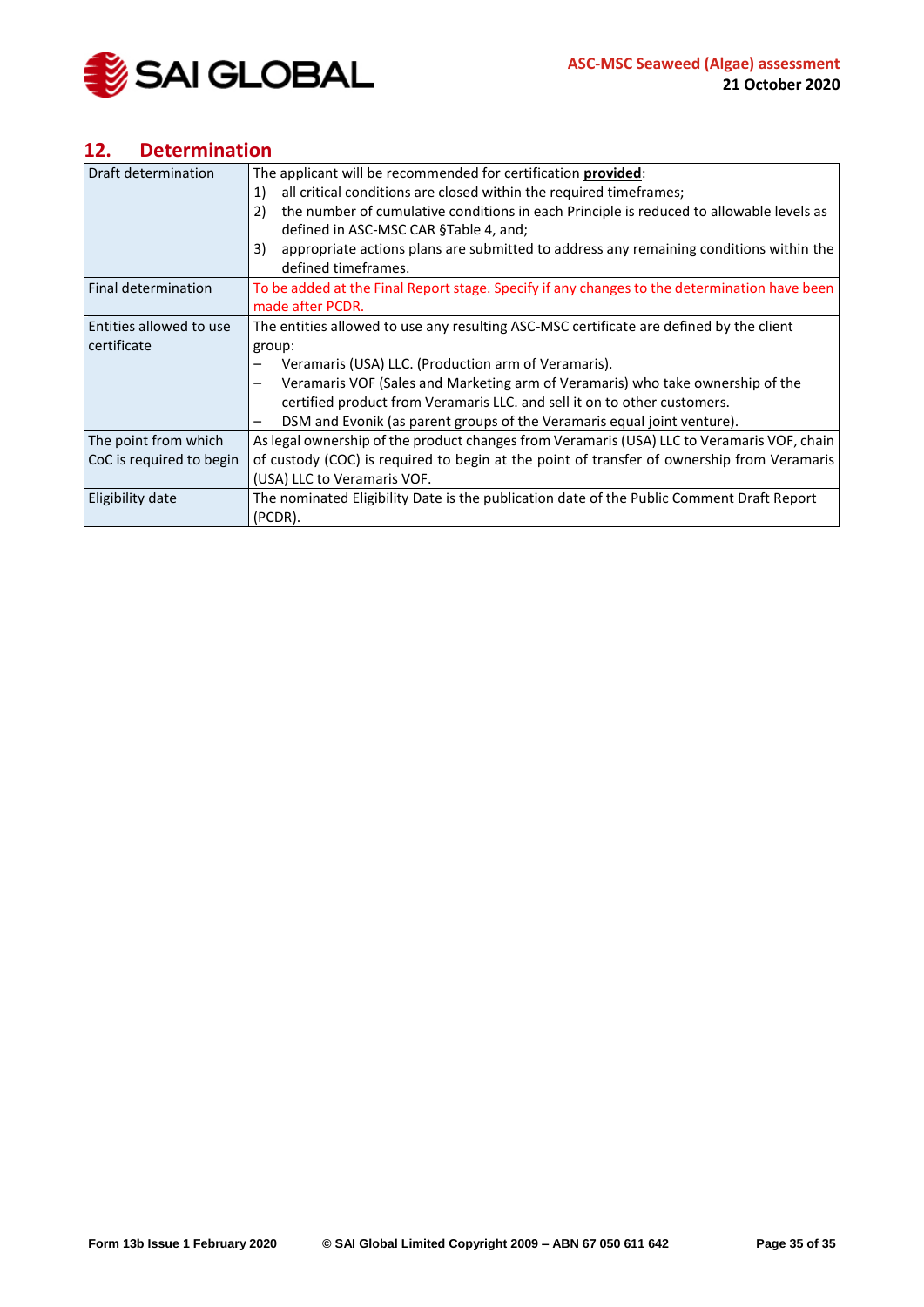## 12. Determination

| | |
|---|---|
| Draft determination | The applicant will be recommended for certification **provided**:<br>1) all critical conditions are closed within the required timeframes;<br>2) the number of cumulative conditions in each Principle is reduced to allowable levels as defined in ASC-MSC CAR §Table 4, and;<br>3) appropriate actions plans are submitted to address any remaining conditions within the defined timeframes. |
| Final determination | To be added at the Final Report stage. Specify if any changes to the determination have been made after PCDR. |
| Entities allowed to use certificate | The entities allowed to use any resulting ASC-MSC certificate are defined by the client group:<br>– Veramaris (USA) LLC. (Production arm of Veramaris).<br>– Veramaris VOF (Sales and Marketing arm of Veramaris) who take ownership of the certified product from Veramaris LLC. and sell it on to other customers.<br>– DSM and Evonik (as parent groups of the Veramaris equal joint venture). |
| The point from which CoC is required to begin | As legal ownership of the product changes from Veramaris (USA) LLC to Veramaris VOF, chain of custody (COC) is required to begin at the point of transfer of ownership from Veramaris (USA) LLC to Veramaris VOF. |
| Eligibility date | The nominated Eligibility Date is the publication date of the Public Comment Draft Report (PCDR). |